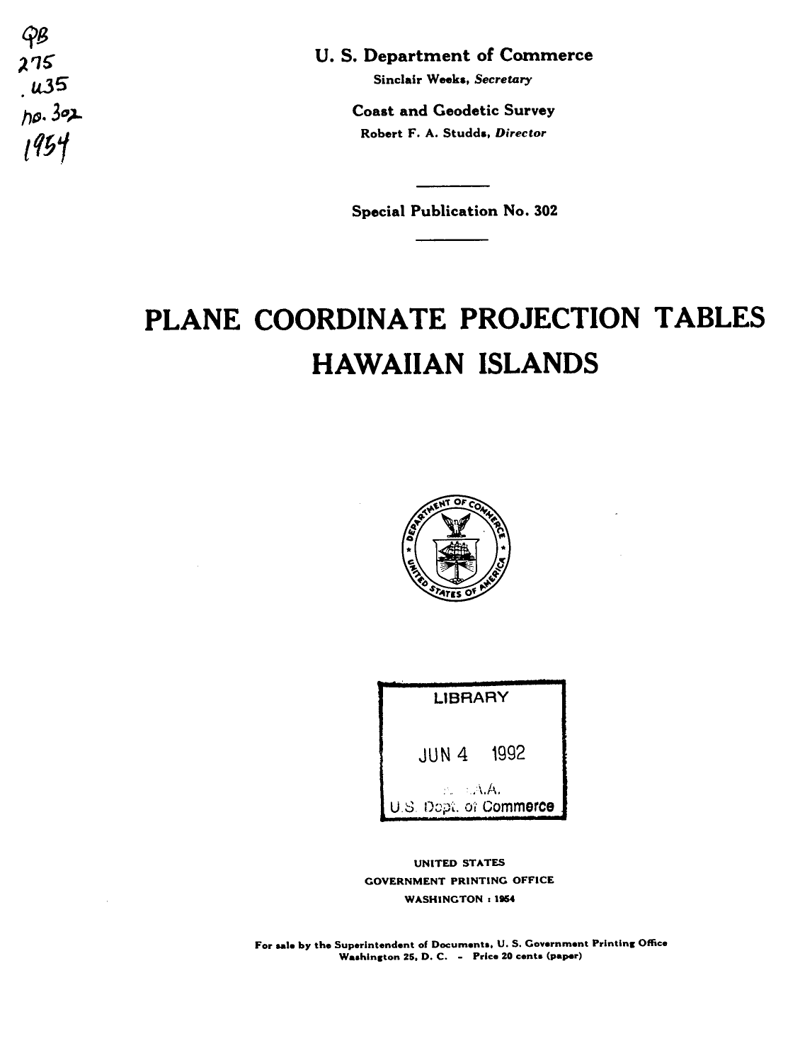QB
275
.U35
no. 302
1954

U. S. Department of Commerce

Sinclair Weeks, *Secretary*

Coast and Geodetic Survey

Robert F. A. Studds, *Director*

---

Special Publication No. 302

---

# PLANE COORDINATE PROJECTION TABLES
# HAWAIIAN ISLANDS

LIBRARY

JUN 4 1992

N.O.A.A.
U.S. Dept. of Commerce

UNITED STATES
GOVERNMENT PRINTING OFFICE
WASHINGTON : 1954

For sale by the Superintendent of Documents, U. S. Government Printing Office
Washington 25, D. C. - Price 20 cents (paper)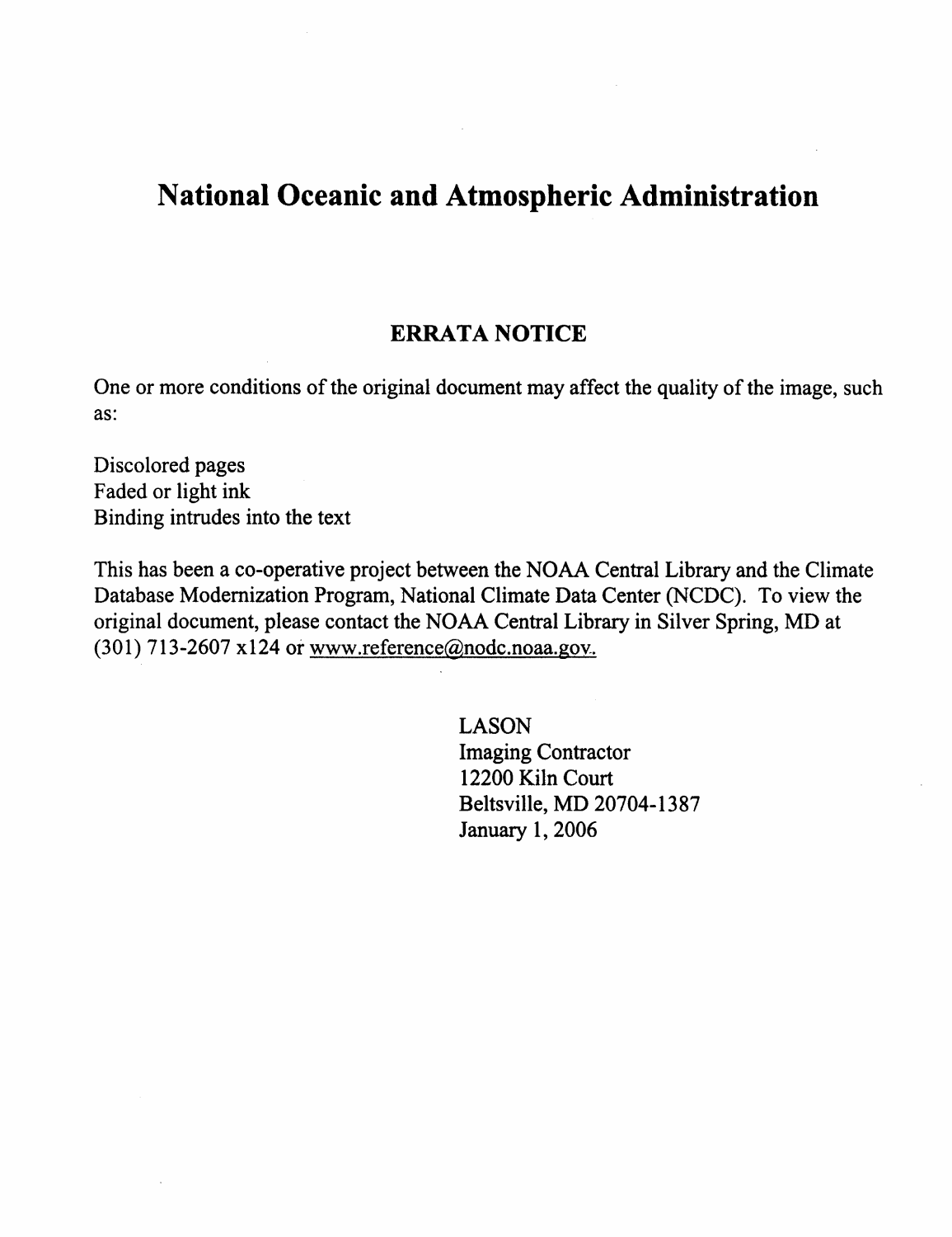# National Oceanic and Atmospheric Administration

## ERRATA NOTICE

One or more conditions of the original document may affect the quality of the image, such as:

Discolored pages
Faded or light ink
Binding intrudes into the text

This has been a co-operative project between the NOAA Central Library and the Climate Database Modernization Program, National Climate Data Center (NCDC). To view the original document, please contact the NOAA Central Library in Silver Spring, MD at (301) 713-2607 x124 or www.reference@nodc.noaa.gov.

LASON
Imaging Contractor
12200 Kiln Court
Beltsville, MD 20704-1387
January 1, 2006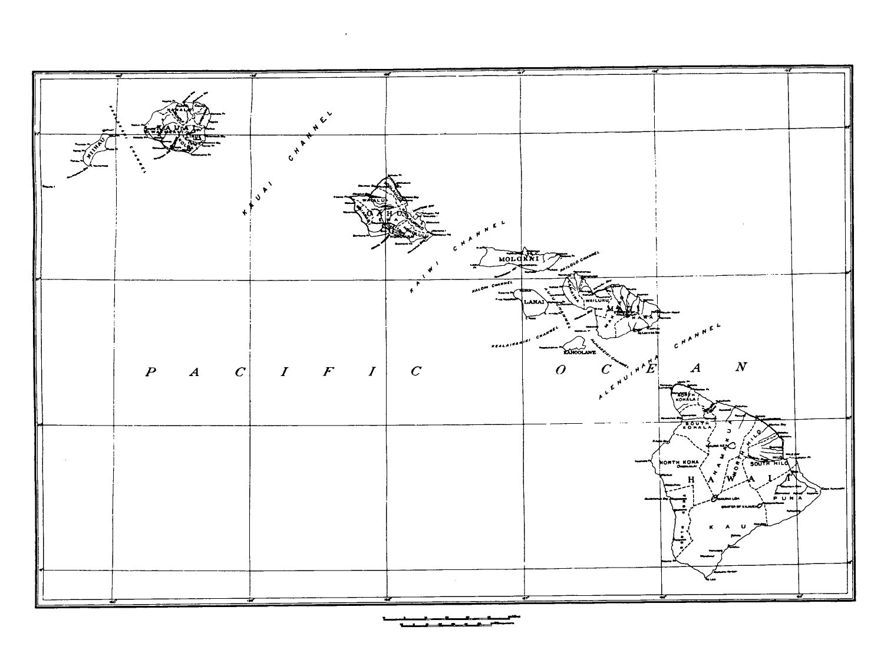PACIFIC OCEAN

KAUAI CHANNEL

KAIWI CHANNEL

PAILOLO CHANNEL

KALOHI CHANNEL

AUAU CHANNEL

KEALAIKAHIKI CHANNEL

ALALAKEIKI CHANNEL

ALENUIHAHA CHANNEL

NIIHAU

KAUAI

OAHU

MOLOKAI

LANAI

MAUI

KAHOOLAWE

HAWAII

NORTH KOHALA

SOUTH KOHALA

HAMAKUA

NORTH HILO

SOUTH HILO

NORTH KONA

SOUTH KONA

PUNA

KAU

MAUNA KEA

MAUNA LOA

CRATER OF KILAUEA

WAIALUA

WAILUKU

HANA

HILO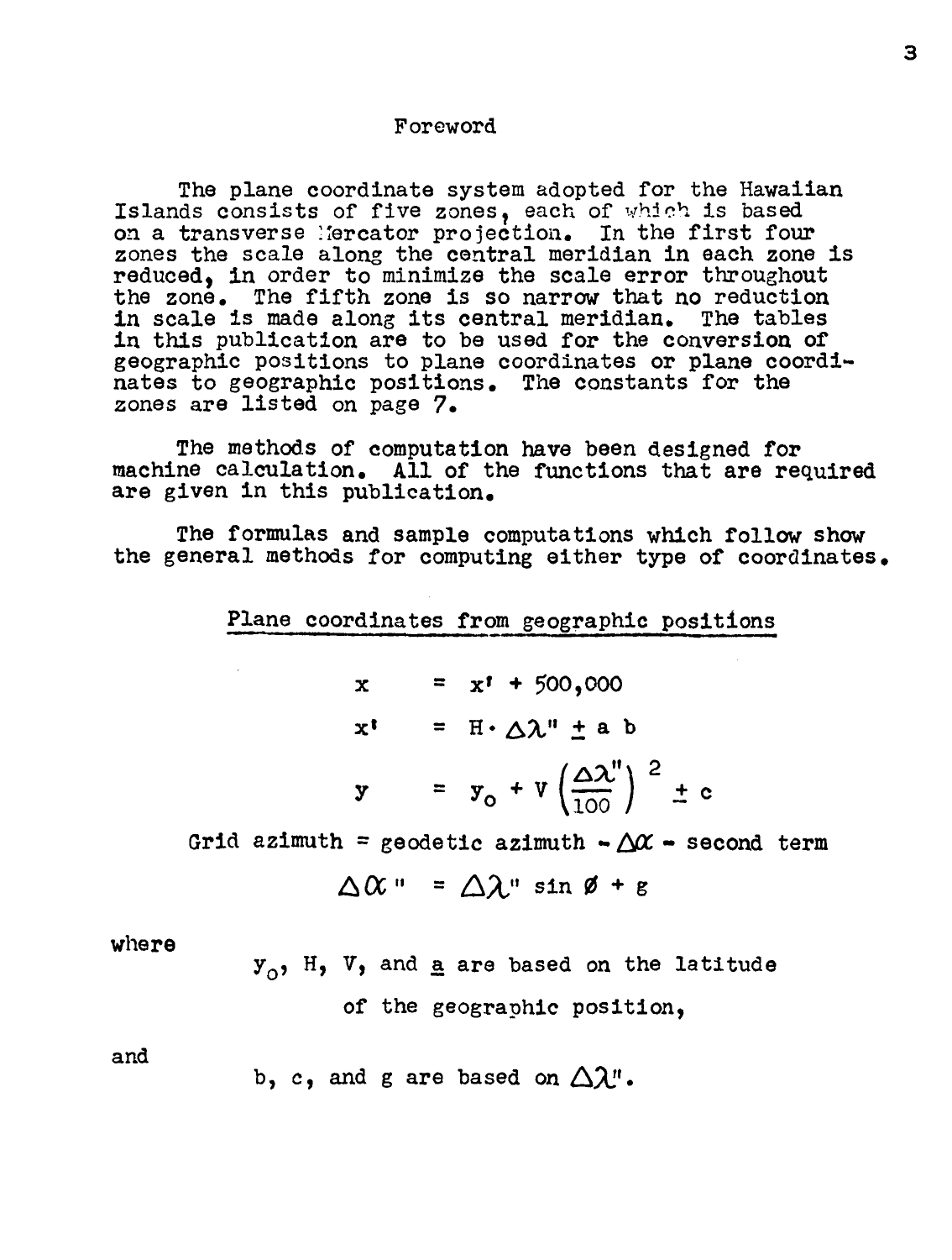## Foreword

The plane coordinate system adopted for the Hawaiian Islands consists of five zones, each of which is based on a transverse Mercator projection. In the first four zones the scale along the central meridian in each zone is reduced, in order to minimize the scale error throughout the zone. The fifth zone is so narrow that no reduction in scale is made along its central meridian. The tables in this publication are to be used for the conversion of geographic positions to plane coordinates or plane coordinates to geographic positions. The constants for the zones are listed on page 7.

The methods of computation have been designed for machine calculation. All of the functions that are required are given in this publication.

The formulas and sample computations which follow show the general methods for computing either type of coordinates.

### Plane coordinates from geographic positions

$$x = x' + 500{,}000$$

$$x' = H \cdot \Delta\lambda'' \pm a\,b$$

$$y = y_0 + V\left(\frac{\Delta\lambda''}{100}\right)^2 \pm c$$

Grid azimuth = geodetic azimuth $- \Delta\alpha -$ second term

$$\Delta\alpha'' = \Delta\lambda'' \sin\phi + g$$

where

$y_0$, H, V, and a are based on the latitude of the geographic position,

and

b, c, and g are based on $\Delta\lambda''$.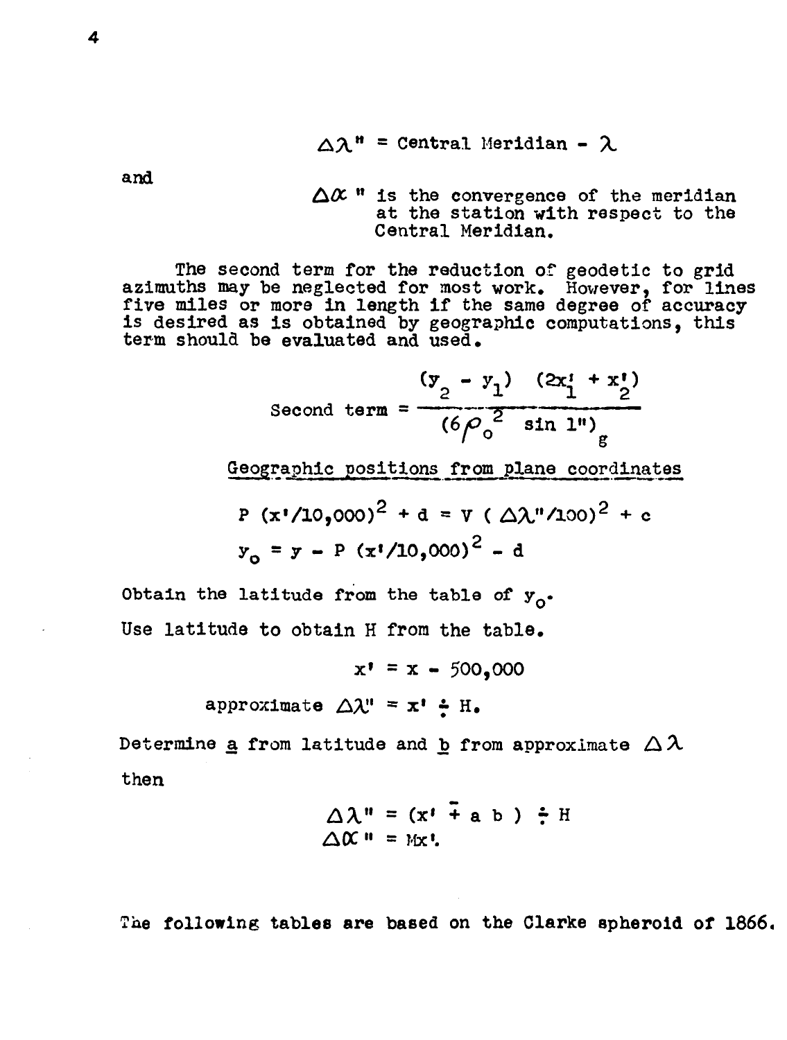$$\Delta\lambda'' = \text{Central Meridian} - \lambda$$

and

$\Delta\alpha''$ is the convergence of the meridian at the station with respect to the Central Meridian.

The second term for the reduction of geodetic to grid azimuths may be neglected for most work. However, for lines five miles or more in length if the same degree of accuracy is desired as is obtained by geographic computations, this term should be evaluated and used.

$$\text{Second term} = \frac{(y_2 - y_1)\ (2x'_1 + x'_2)}{(6\rho_o^2 \ \sin 1'')_g}$$

<u>Geographic positions from plane coordinates</u>

$$P\ (x'/10{,}000)^2 + d = V\ (\Delta\lambda''/100)^2 + c$$

$$y_o = y - P\ (x'/10{,}000)^2 - d$$

Obtain the latitude from the table of $y_o$.

Use latitude to obtain H from the table.

$$x' = x - 500{,}000$$

$$\text{approximate } \Delta\lambda'' = x' \div H.$$

Determine <u>a</u> from latitude and <u>b</u> from approximate $\Delta\lambda$

then

$$\Delta\lambda'' = (x' \mp a\ b\ ) \div H$$

$$\Delta\alpha'' = Mx'.$$

The following tables are based on the Clarke spheroid of 1866.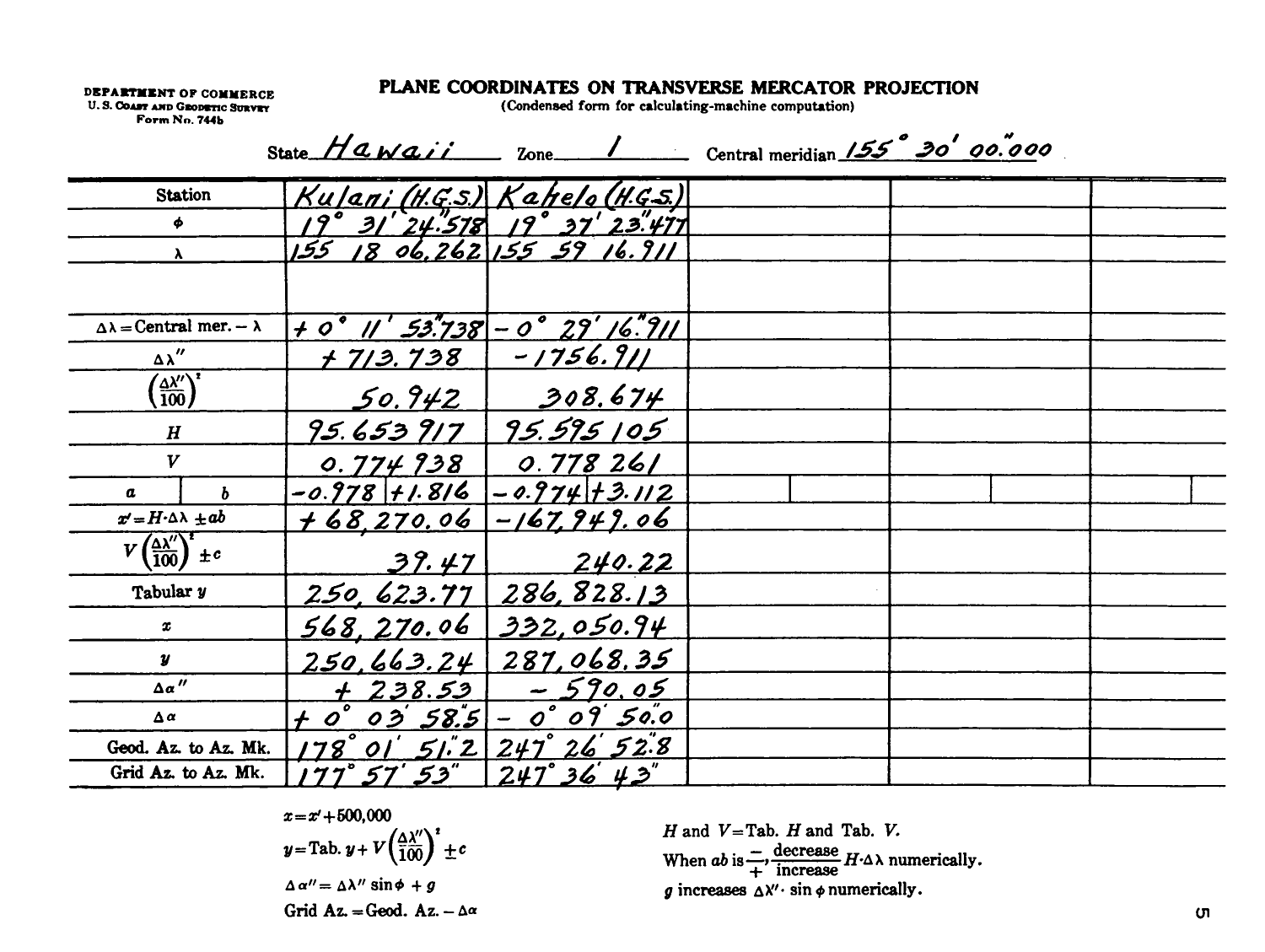DEPARTMENT OF COMMERCE
U. S. Coast and Geodetic Survey
Form No. 744b

# PLANE COORDINATES ON TRANSVERSE MERCATOR PROJECTION

(Condensed form for calculating-machine computation)

State *Hawaii* Zone *1* Central meridian *155° 30′ 00.″000*

| Station | Kulani (H.G.S.) | | Kahelo (H.G.S.) | | | | | |
|---|---|---|---|---|---|---|---|---|
| $\phi$ | 19° 31′ 24.″578 | | 19° 37′ 23.″477 | | | | | |
| $\lambda$ | 155 18 06.262 | | 155 59 16.911 | | | | | |
| | | | | | | | | |
| $\Delta\lambda$ = Central mer. − $\lambda$ | + 0° 11′ 53.″738 | | − 0° 29′ 16.″911 | | | | | |
| $\Delta\lambda''$ | + 713.738 | | − 1756.911 | | | | | |
| $\left(\frac{\Delta\lambda''}{100}\right)^2$ | 50.942 | | 308.674 | | | | | |
| $H$ | 95.653 917 | | 95.595 105 | | | | | |
| $V$ | 0.774 938 | | 0.778 261 | | | | | |
| $a$ \| $b$ | −0.978 | +1.816 | −0.974 | +3.112 | | | | |
| $x' = H \cdot \Delta\lambda \pm ab$ | + 68,270.06 | | −167,949.06 | | | | | |
| $V\left(\frac{\Delta\lambda''}{100}\right)^2 \pm c$ | 39.47 | | 240.22 | | | | | |
| Tabular $y$ | 250,623.77 | | 286,828.13 | | | | | |
| $x$ | 568,270.06 | | 332,050.94 | | | | | |
| $y$ | 250,663.24 | | 287,068.35 | | | | | |
| $\Delta\alpha''$ | + 238.53 | | − 590.05 | | | | | |
| $\Delta\alpha$ | + 0° 03′ 58.″5 | | − 0° 09′ 50.″0 | | | | | |
| Geod. Az. to Az. Mk. | 178° 01′ 51.″2 | | 247° 26′ 52.″8 | | | | | |
| Grid Az. to Az. Mk. | 177° 57′ 53″ | | 247° 36′ 43″ | | | | | |

$x = x' + 500{,}000$

$y = \text{Tab. } y + V\left(\frac{\Delta\lambda''}{100}\right)^2 \pm c$

$\Delta\alpha'' = \Delta\lambda'' \sin\phi + g$

Grid Az. = Geod. Az. − $\Delta\alpha$

$H$ and $V$ = Tab. $H$ and Tab. $V$.

When $ab$ is $\frac{-}{+}$, $\frac{\text{decrease}}{\text{increase}}$ $H \cdot \Delta\lambda$ numerically.

$g$ increases $\Delta\lambda'' \cdot \sin\phi$ numerically.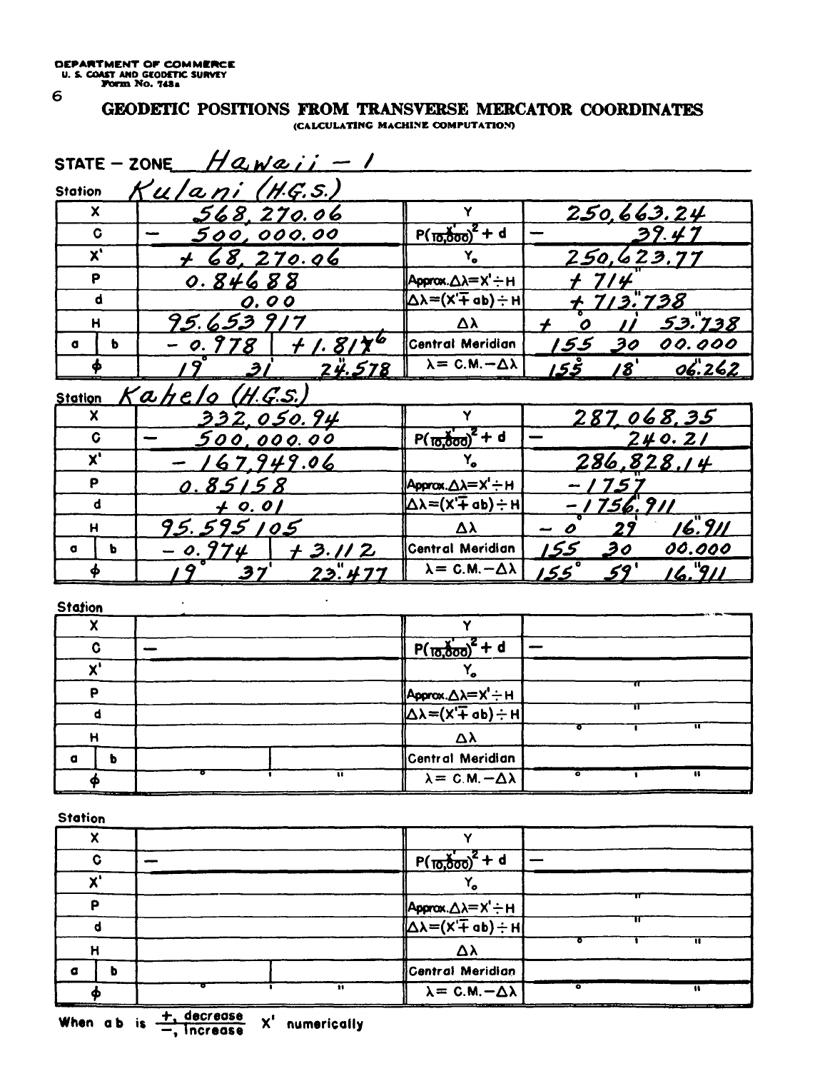DEPARTMENT OF COMMERCE
U. S. COAST AND GEODETIC SURVEY
Form No. 743a

# GEODETIC POSITIONS FROM TRANSVERSE MERCATOR COORDINATES

(CALCULATING MACHINE COMPUTATION)

STATE – ZONE *Hawaii – 1*

Station *Kulani (H.G.S.)*

| | | | | |
|---|---|---|---|---|
| X | | 568,270.06 | Y | 250,663.24 |
| C | | – 500,000.00 | $P(\frac{X'}{10,000})^2 + d$ | – 39.47 |
| X' | | + 68,270.06 | $Y_o$ | 250,623.77 |
| P | | 0.84688 | Approx. $\Delta\lambda = X' \div H$ | + 714" |
| d | | 0.00 | $\Delta\lambda = (X' \mp ab) \div H$ | + 713".738 |
| H | | 95.653917 | $\Delta\lambda$ | + 0° 11' 53".738 |
| a | b | – 0.978 \| + 1.8176 | Central Meridian | 155° 30' 00".000 |
| $\phi$ | | 19° 31' 24".578 | $\lambda$ = C.M. – $\Delta\lambda$ | 155° 18' 06".262 |

Station *Kahelo (H.G.S.)*

| | | | | |
|---|---|---|---|---|
| X | | 332,050.94 | Y | 287,068.35 |
| C | | – 500,000.00 | $P(\frac{X'}{10,000})^2 + d$ | – 240.21 |
| X' | | – 167,949.06 | $Y_o$ | 286,828.14 |
| P | | 0.85158 | Approx. $\Delta\lambda = X' \div H$ | – 1757" |
| d | | + 0.01 | $\Delta\lambda = (X' \mp ab) \div H$ | – 1756".911 |
| H | | 95.595105 | $\Delta\lambda$ | – 0° 29' 16".911 |
| a | b | – 0.974 \| + 3.112 | Central Meridian | 155° 30' 00".000 |
| $\phi$ | | 19° 37' 23".477 | $\lambda$ = C.M. – $\Delta\lambda$ | 155° 59' 16".911 |

Station

| | | | | |
|---|---|---|---|---|
| X | | | Y | |
| C | | – | $P(\frac{X'}{10,000})^2 + d$ | – |
| X' | | | $Y_o$ | |
| P | | | Approx. $\Delta\lambda = X' \div H$ | " |
| d | | | $\Delta\lambda = (X' \mp ab) \div H$ | " |
| H | | | $\Delta\lambda$ | ° ' " |
| a | b | \| | Central Meridian | |
| $\phi$ | | ° ' " | $\lambda$ = C.M. – $\Delta\lambda$ | ° ' " |

Station

| | | | | |
|---|---|---|---|---|
| X | | | Y | |
| C | | – | $P(\frac{X'}{10,000})^2 + d$ | – |
| X' | | | $Y_o$ | |
| P | | | Approx. $\Delta\lambda = X' \div H$ | " |
| d | | | $\Delta\lambda = (X' \mp ab) \div H$ | " |
| H | | | $\Delta\lambda$ | ° ' " |
| a | b | \| | Central Meridian | |
| $\phi$ | | ° ' " | $\lambda$ = C.M. – $\Delta\lambda$ | ° " |

When a b is $\frac{+, \text{ decrease}}{-, \text{ increase}}$ X' numerically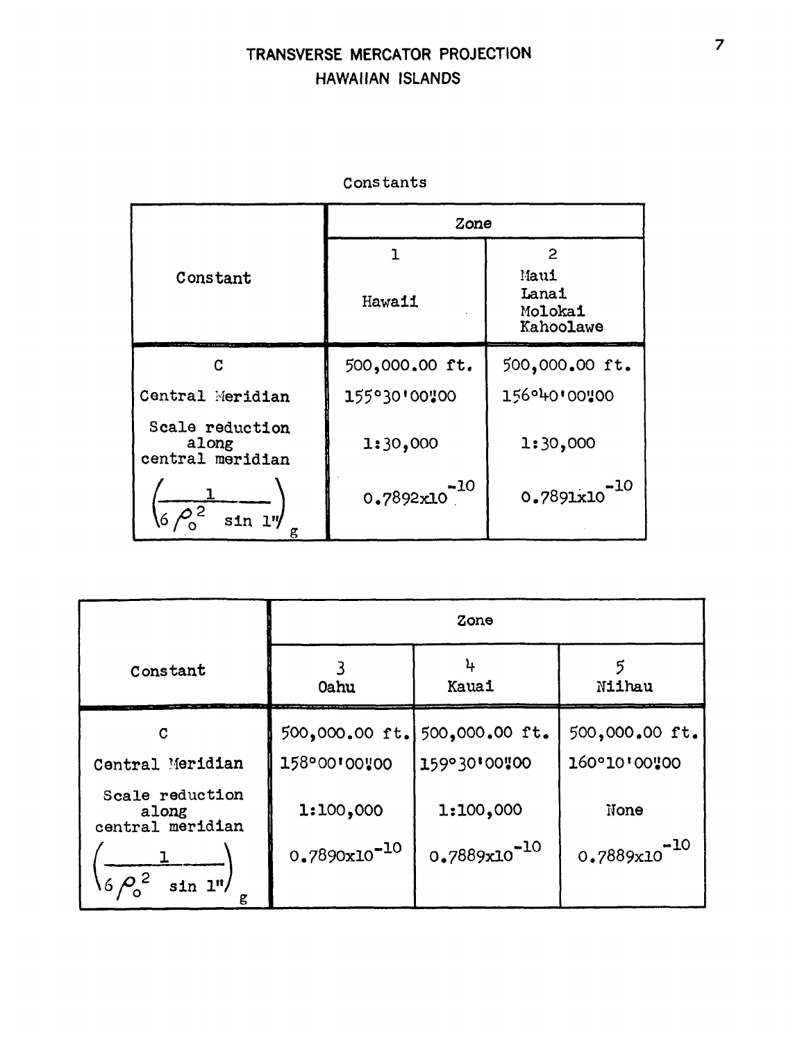# TRANSVERSE MERCATOR PROJECTION
## HAWAIIAN ISLANDS

Constants

| Constant | Zone | |
|---|---|---|
| | 1<br>Hawaii | 2<br>Maui<br>Lanai<br>Molokai<br>Kahoolawe |
| C | 500,000.00 ft. | 500,000.00 ft. |
| Central Meridian | 155°30'00".00 | 156°40'00".00 |
| Scale reduction along central meridian | 1:30,000 | 1:30,000 |
| $\left(\frac{1}{6\rho_o^2 \sin 1''}\right)_g$ | $0.7892\text{x}10^{-10}$ | $0.7891\text{x}10^{-10}$ |

| Constant | Zone | | |
|---|---|---|---|
| | 3<br>Oahu | 4<br>Kauai | 5<br>Niihau |
| C | 500,000.00 ft. | 500,000.00 ft. | 500,000.00 ft. |
| Central Meridian | 158°00'00".00 | 159°30'00".00 | 160°10'00".00 |
| Scale reduction along central meridian | 1:100,000 | 1:100,000 | None |
| $\left(\frac{1}{6\rho_o^2 \sin 1''}\right)_g$ | $0.7890\text{x}10^{-10}$ | $0.7889\text{x}10^{-10}$ | $0.7889\text{x}10^{-10}$ |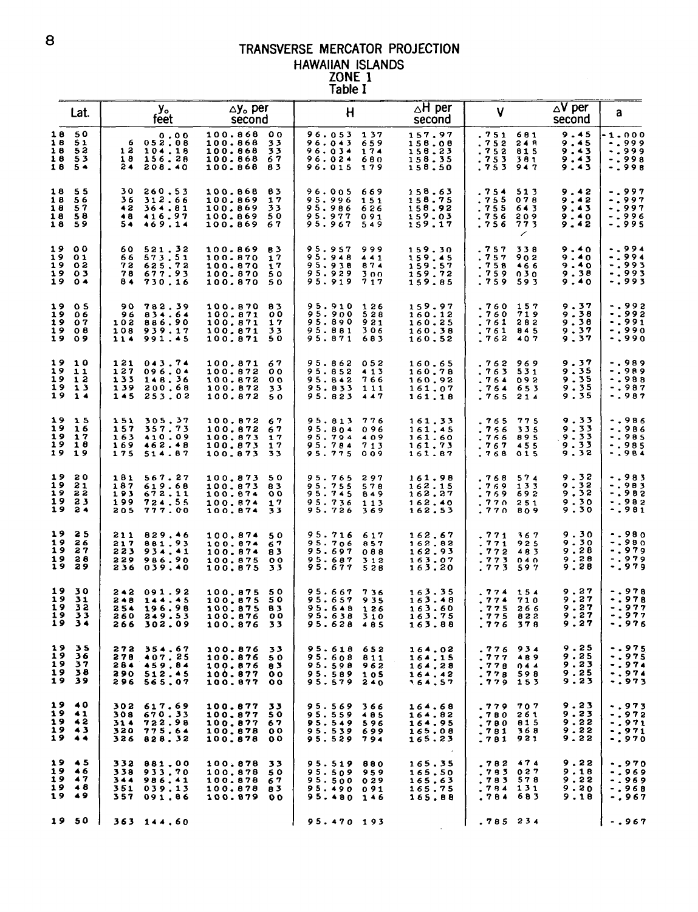# TRANSVERSE MERCATOR PROJECTION
## HAWAIIAN ISLANDS
### ZONE 1
### Table I

| Lat. | $y_o$ feet | $\Delta y_o$ per second | H | $\Delta$H per second | V | $\Delta$V per second | a |
|---|---|---|---|---|---|---|---|
| 18 50 | 0.00 | 100.868 00 | 96.053 137 | 157.97 | .751 681 | 9.45 | -1.000 |
| 18 51 | 6 052.08 | 100.868 33 | 96.043 659 | 158.08 | .752 248 | 9.45 | -.999 |
| 18 52 | 12 104.18 | 100.868 33 | 96.034 174 | 158.23 | .752 815 | 9.43 | -.999 |
| 18 53 | 18 156.28 | 100.868 67 | 96.024 680 | 158.35 | .753 381 | 9.43 | -.998 |
| 18 54 | 24 208.40 | 100.868 83 | 96.015 179 | 158.50 | .753 947 | 9.43 | -.998 |
| 18 55 | 30 260.53 | 100.868 83 | 96.005 669 | 158.63 | .754 513 | 9.42 | -.997 |
| 18 56 | 36 312.66 | 100.869 17 | 95.996 151 | 158.75 | .755 078 | 9.42 | -.997 |
| 18 57 | 42 364.81 | 100.869 33 | 95.986 626 | 158.92 | .755 643 | 9.43 | -.997 |
| 18 58 | 48 416.97 | 100.869 50 | 95.977 091 | 159.03 | .756 209 | 9.40 | -.996 |
| 18 59 | 54 469.14 | 100.869 67 | 95.967 549 | 159.17 | .756 773 | 9.42 | -.995 |
| 19 00 | 60 521.32 | 100.869 83 | 95.957 999 | 159.30 | .757 338 | 9.40 | -.994 |
| 19 01 | 66 573.51 | 100.870 17 | 95.948 441 | 159.45 | .757 902 | 9.40 | -.994 |
| 19 02 | 72 625.72 | 100.870 17 | 95.938 874 | 159.57 | .758 466 | 9.40 | -.993 |
| 19 03 | 78 677.93 | 100.870 50 | 95.929 300 | 159.72 | .759 030 | 9.38 | -.993 |
| 19 04 | 84 730.16 | 100.870 50 | 95.919 717 | 159.85 | .759 593 | 9.40 | -.993 |
| 19 05 | 90 782.39 | 100.870 83 | 95.910 126 | 159.97 | .760 157 | 9.37 | -.992 |
| 19 06 | 96 834.64 | 100.871 00 | 95.900 528 | 160.12 | .760 719 | 9.38 | -.992 |
| 19 07 | 102 886.90 | 100.871 17 | 95.890 921 | 160.25 | .761 282 | 9.38 | -.991 |
| 19 08 | 108 939.17 | 100.871 33 | 95.881 306 | 160.38 | .761 845 | 9.37 | -.990 |
| 19 09 | 114 991.45 | 100.871 50 | 95.871 683 | 160.52 | .762 407 | 9.37 | -.990 |
| 19 10 | 121 043.74 | 100.871 67 | 95.862 052 | 160.65 | .762 969 | 9.37 | -.989 |
| 19 11 | 127 096.04 | 100.872 00 | 95.852 413 | 160.78 | .763 531 | 9.35 | -.989 |
| 19 12 | 133 148.36 | 100.872 00 | 95.842 766 | 160.92 | .764 092 | 9.35 | -.988 |
| 19 13 | 139 200.68 | 100.872 33 | 95.833 111 | 161.07 | .764 653 | 9.35 | -.987 |
| 19 14 | 145 253.02 | 100.872 50 | 95.823 447 | 161.18 | .765 214 | 9.35 | -.987 |
| 19 15 | 151 305.37 | 100.872 67 | 95.813 776 | 161.33 | .765 775 | 9.33 | -.986 |
| 19 16 | 157 357.73 | 100.872 67 | 95.804 096 | 161.45 | .766 335 | 9.33 | -.986 |
| 19 17 | 163 410.09 | 100.873 17 | 95.794 409 | 161.60 | .766 895 | 9.33 | -.985 |
| 19 18 | 169 462.48 | 100.873 17 | 95.784 713 | 161.73 | .767 455 | 9.33 | -.985 |
| 19 19 | 175 514.87 | 100.873 33 | 95.775 009 | 161.87 | .768 015 | 9.32 | -.984 |
| 19 20 | 181 567.27 | 100.873 50 | 95.765 297 | 161.98 | .768 574 | 9.32 | -.983 |
| 19 21 | 187 619.68 | 100.873 83 | 95.755 578 | 162.15 | .769 133 | 9.32 | -.983 |
| 19 22 | 193 672.11 | 100.874 00 | 95.745 849 | 162.27 | .769 692 | 9.32 | -.982 |
| 19 23 | 199 724.55 | 100.874 17 | 95.736 113 | 162.40 | .770 251 | 9.30 | -.982 |
| 19 24 | 205 777.00 | 100.874 33 | 95.726 369 | 162.53 | .770 809 | 9.30 | -.981 |
| 19 25 | 211 829.46 | 100.874 50 | 95.716 617 | 162.67 | .771 367 | 9.30 | -.980 |
| 19 26 | 217 881.93 | 100.874 67 | 95.706 857 | 162.82 | .771 925 | 9.30 | -.980 |
| 19 27 | 223 934.41 | 100.874 83 | 95.697 088 | 162.93 | .772 483 | 9.28 | -.979 |
| 19 28 | 229 986.90 | 100.875 00 | 95.687 312 | 163.07 | .773 040 | 9.28 | -.979 |
| 19 29 | 236 039.40 | 100.875 33 | 95.677 528 | 163.20 | .773 597 | 9.28 | -.979 |
| 19 30 | 242 091.92 | 100.875 50 | 95.667 736 | 163.35 | .774 154 | 9.27 | -.978 |
| 19 31 | 248 144.45 | 100.875 50 | 95.657 935 | 163.48 | .774 710 | 9.27 | -.978 |
| 19 32 | 254 196.98 | 100.875 83 | 95.648 126 | 163.60 | .775 266 | 9.27 | -.977 |
| 19 33 | 260 249.53 | 100.876 00 | 95.638 310 | 163.75 | .775 822 | 9.27 | -.977 |
| 19 34 | 266 302.09 | 100.876 33 | 95.628 485 | 163.88 | .776 378 | 9.27 | -.976 |
| 19 35 | 272 354.67 | 100.876 33 | 95.618 652 | 164.02 | .776 934 | 9.25 | -.975 |
| 19 36 | 278 407.25 | 100.876 50 | 95.608 811 | 164.15 | .777 489 | 9.25 | -.975 |
| 19 37 | 284 459.84 | 100.876 83 | 95.598 962 | 164.28 | .778 044 | 9.23 | -.974 |
| 19 38 | 290 512.45 | 100.877 00 | 95.589 105 | 164.42 | .778 598 | 9.25 | -.974 |
| 19 39 | 296 565.07 | 100.877 00 | 95.579 240 | 164.57 | .779 153 | 9.23 | -.973 |
| 19 40 | 302 617.69 | 100.877 33 | 95.569 366 | 164.68 | .779 707 | 9.23 | -.973 |
| 19 41 | 308 670.33 | 100.877 50 | 95.559 485 | 164.82 | .780 261 | 9.23 | -.972 |
| 19 42 | 314 722.98 | 100.877 67 | 95.549 596 | 164.95 | .780 815 | 9.22 | -.971 |
| 19 43 | 320 775.64 | 100.878 00 | 95.539 699 | 165.08 | .781 368 | 9.22 | -.971 |
| 19 44 | 326 828.32 | 100.878 00 | 95.529 794 | 165.23 | .781 921 | 9.22 | -.970 |
| 19 45 | 332 881.00 | 100.878 33 | 95.519 880 | 165.35 | .782 474 | 9.22 | -.970 |
| 19 46 | 338 933.70 | 100.878 50 | 95.509 959 | 165.50 | .783 027 | 9.18 | -.969 |
| 19 47 | 344 986.41 | 100.878 67 | 95.500 029 | 165.63 | .783 578 | 9.22 | -.969 |
| 19 48 | 351 039.13 | 100.878 83 | 95.490 091 | 165.75 | .784 131 | 9.20 | -.968 |
| 19 49 | 357 091.86 | 100.879 00 | 95.480 146 | 165.88 | .784 683 | 9.18 | -.967 |
| 19 50 | 363 144.60 | | 95.470 193 | | .785 234 | | -.967 |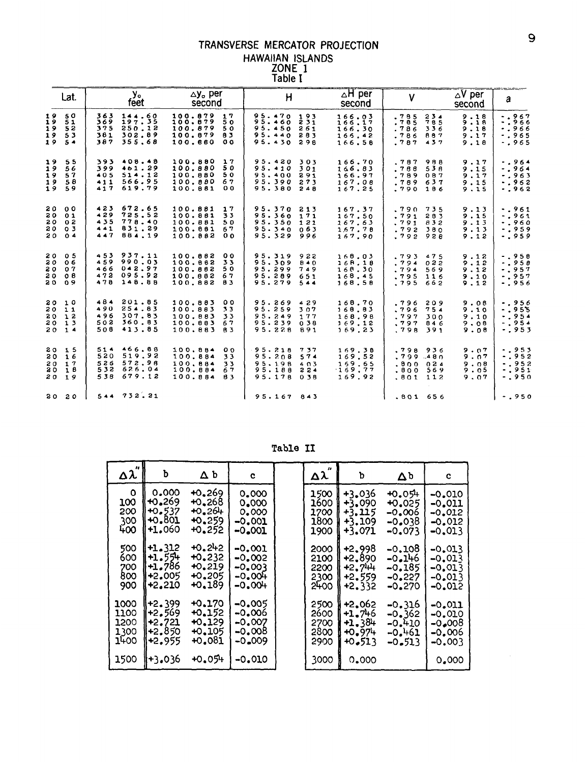# TRANSVERSE MERCATOR PROJECTION
## HAWAIIAN ISLANDS
## ZONE 1
### Table I

| Lat. | $y_o$ feet | $\Delta y_o$ per second | H | $\Delta H$ per second | V | $\Delta V$ per second | a |
|---|---|---|---|---|---|---|---|
| 19 50 | 363 144.60 | 100.879 17 | 95.470 193 | 166.03 | .785 234 | 9.18 | -.967 |
| 19 51 | 369 197.35 | 100.879 50 | 95.460 231 | 166.17 | .785 785 | 9.18 | -.966 |
| 19 52 | 375 250.12 | 100.879 50 | 95.450 261 | 166.30 | .786 336 | 9.18 | -.966 |
| 19 53 | 381 302.89 | 100.879 83 | 95.440 283 | 166.42 | .786 887 | 9.17 | -.965 |
| 19 54 | 387 355.68 | 100.880 00 | 95.430 298 | 166.58 | .787 437 | 9.18 | -.965 |
| 19 55 | 393 408.48 | 100.880 17 | 95.420 303 | 166.70 | .787 988 | 9.17 | -.964 |
| 19 56 | 399 461.29 | 100.880 50 | 95.410 301 | 166.83 | .788 538 | 9.15 | -.964 |
| 19 57 | 405 514.12 | 100.880 50 | 95.400 291 | 166.97 | .789 087 | 9.17 | -.963 |
| 19 58 | 411 566.95 | 100.880 67 | 95.390 273 | 167.08 | .789 637 | 9.15 | -.962 |
| 19 59 | 417 619.79 | 100.881 00 | 95.380 248 | 167.25 | .790 186 | 9.15 | -.962 |
| 20 00 | 423 672.65 | 100.881 17 | 95.370 213 | 167.37 | .790 735 | 9.13 | -.961 |
| 20 01 | 429 725.52 | 100.881 33 | 95.360 171 | 167.50 | .791 283 | 9.15 | -.961 |
| 20 02 | 435 778.40 | 100.881 50 | 95.350 121 | 167.63 | .791 832 | 9.13 | -.960 |
| 20 03 | 441 831.29 | 100.881 67 | 95.340 063 | 167.78 | .792 380 | 9.13 | -.959 |
| 20 04 | 447 884.19 | 100.882 00 | 95.329 996 | 167.90 | .792 928 | 9.12 | -.959 |
| 20 05 | 453 937.11 | 100.882 00 | 95.319 922 | 168.03 | .793 475 | 9.12 | -.958 |
| 20 06 | 459 990.03 | 100.882 33 | 95.309 840 | 168.18 | .794 022 | 9.12 | -.958 |
| 20 07 | 466 042.97 | 100.882 50 | 95.299 749 | 168.30 | .794 569 | 9.12 | -.957 |
| 20 08 | 472 095.92 | 100.882 67 | 95.289 651 | 168.45 | .795 116 | 9.10 | -.957 |
| 20 09 | 478 148.88 | 100.882 83 | 95.279 544 | 168.58 | .795 662 | 9.12 | -.956 |
| 20 10 | 484 201.85 | 100.883 00 | 95.269 429 | 168.70 | .796 209 | 9.08 | -.956 |
| 20 11 | 490 254.83 | 100.883 33 | 95.259 307 | 168.83 | .796 754 | 9.10 | -.955 |
| 20 12 | 496 307.83 | 100.883 33 | 95.249 177 | 168.98 | .797 300 | 9.10 | -.954 |
| 20 13 | 502 360.83 | 100.883 67 | 95.239 038 | 169.12 | .797 846 | 9.08 | -.954 |
| 20 14 | 508 413.85 | 100.883 83 | 95.228 891 | 169.23 | .798 391 | 9.08 | -.953 |
| 20 15 | 514 466.88 | 100.884 00 | 95.218 737 | 169.38 | .798 936 | 9.07 | -.953 |
| 20 16 | 520 519.92 | 100.884 33 | 95.208 574 | 169.52 | .799 480 | 9.07 | -.952 |
| 20 17 | 526 572.98 | 100.884 33 | 95.198 403 | 169.65 | .800 024 | 9.08 | -.952 |
| 20 18 | 532 626.04 | 100.884 67 | 95.188 224 | 169.77 | .800 569 | 9.05 | -.951 |
| 20 19 | 538 679.12 | 100.884 83 | 95.178 038 | 169.92 | .801 112 | 9.07 | -.950 |
| 20 20 | 544 732.21 | | 95.167 843 | | .801 656 | | -.950 |

### Table II

| $\Delta\lambda''$ | b | $\Delta$ b | c |
|---|---|---|---|
| 0 | 0.000 | +0.269 | 0.000 |
| 100 | +0.269 | +0.268 | 0.000 |
| 200 | +0.537 | +0.264 | 0.000 |
| 300 | +0.801 | +0.259 | -0.001 |
| 400 | +1.060 | +0.252 | -0.001 |
| 500 | +1.312 | +0.242 | -0.001 |
| 600 | +1.554 | +0.232 | -0.002 |
| 700 | +1.786 | +0.219 | -0.003 |
| 800 | +2.005 | +0.205 | -0.004 |
| 900 | +2.210 | +0.189 | -0.004 |
| 1000 | +2.399 | +0.170 | -0.005 |
| 1100 | +2.569 | +0.152 | -0.006 |
| 1200 | +2.721 | +0.129 | -0.007 |
| 1300 | +2.850 | +0.105 | -0.008 |
| 1400 | +2.955 | +0.081 | -0.009 |
| 1500 | +3.036 | +0.054 | -0.010 |
| 1600 | +3.090 | +0.025 | -0.011 |
| 1700 | +3.115 | -0.006 | -0.012 |
| 1800 | +3.109 | -0.038 | -0.012 |
| 1900 | +3.071 | -0.073 | -0.013 |
| 2000 | +2.998 | -0.108 | -0.013 |
| 2100 | +2.890 | -0.146 | -0.013 |
| 2200 | +2.744 | -0.185 | -0.013 |
| 2300 | +2.559 | -0.227 | -0.013 |
| 2400 | +2.332 | -0.270 | -0.012 |
| 2500 | +2.062 | -0.316 | -0.011 |
| 2600 | +1.746 | -0.362 | -0.010 |
| 2700 | +1.384 | -0.410 | -0.008 |
| 2800 | +0.974 | -0.461 | -0.006 |
| 2900 | +0.513 | -0.513 | -0.003 |
| 3000 | 0.000 | | 0.000 |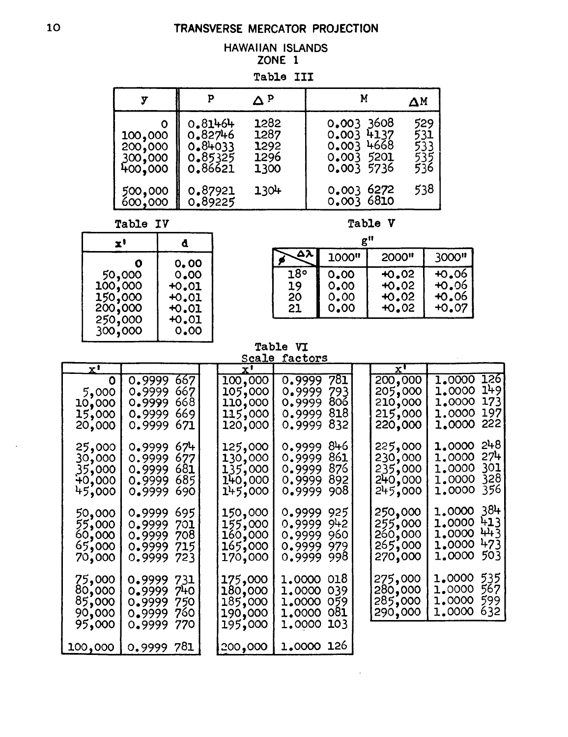# TRANSVERSE MERCATOR PROJECTION

## HAWAIIAN ISLANDS
## ZONE 1

Table III

| y | P | ΔP | M | ΔM |
|---|---|---|---|---|
| 0 | 0.81464 | 1282 | 0.003 3608 | 529 |
| 100,000 | 0.82746 | 1287 | 0.003 4137 | 531 |
| 200,000 | 0.84033 | 1292 | 0.003 4668 | 533 |
| 300,000 | 0.85325 | 1296 | 0.003 5201 | 535 |
| 400,000 | 0.86621 | 1300 | 0.003 5736 | 536 |
| 500,000 | 0.87921 | 1304 | 0.003 6272 | 538 |
| 600,000 | 0.89225 | | 0.003 6810 | |

Table IV

| x' | d |
|---|---|
| 0 | 0.00 |
| 50,000 | 0.00 |
| 100,000 | +0.01 |
| 150,000 | +0.01 |
| 200,000 | +0.01 |
| 250,000 | +0.01 |
| 300,000 | 0.00 |

Table V

g"

| φ \ Δλ | 1000" | 2000" | 3000" |
|---|---|---|---|
| 18° | 0.00 | +0.02 | +0.06 |
| 19 | 0.00 | +0.02 | +0.06 |
| 20 | 0.00 | +0.02 | +0.06 |
| 21 | 0.00 | +0.02 | +0.07 |

Table VI
Scale factors

| x' | | x' | | x' | |
|---|---|---|---|---|---|
| 0 | 0.9999 667 | 100,000 | 0.9999 781 | 200,000 | 1.0000 126 |
| 5,000 | 0.9999 667 | 105,000 | 0.9999 793 | 205,000 | 1.0000 149 |
| 10,000 | 0.9999 668 | 110,000 | 0.9999 806 | 210,000 | 1.0000 173 |
| 15,000 | 0.9999 669 | 115,000 | 0.9999 818 | 215,000 | 1.0000 197 |
| 20,000 | 0.9999 671 | 120,000 | 0.9999 832 | 220,000 | 1.0000 222 |
| 25,000 | 0.9999 674 | 125,000 | 0.9999 846 | 225,000 | 1.0000 248 |
| 30,000 | 0.9999 677 | 130,000 | 0.9999 861 | 230,000 | 1.0000 274 |
| 35,000 | 0.9999 681 | 135,000 | 0.9999 876 | 235,000 | 1.0000 301 |
| 40,000 | 0.9999 685 | 140,000 | 0.9999 892 | 240,000 | 1.0000 328 |
| 45,000 | 0.9999 690 | 145,000 | 0.9999 908 | 245,000 | 1.0000 356 |
| 50,000 | 0.9999 695 | 150,000 | 0.9999 925 | 250,000 | 1.0000 384 |
| 55,000 | 0.9999 701 | 155,000 | 0.9999 942 | 255,000 | 1.0000 413 |
| 60,000 | 0.9999 708 | 160,000 | 0.9999 960 | 260,000 | 1.0000 443 |
| 65,000 | 0.9999 715 | 165,000 | 0.9999 979 | 265,000 | 1.0000 473 |
| 70,000 | 0.9999 723 | 170,000 | 0.9999 998 | 270,000 | 1.0000 503 |
| 75,000 | 0.9999 731 | 175,000 | 1.0000 018 | 275,000 | 1.0000 535 |
| 80,000 | 0.9999 740 | 180,000 | 1.0000 039 | 280,000 | 1.0000 567 |
| 85,000 | 0.9999 750 | 185,000 | 1.0000 059 | 285,000 | 1.0000 599 |
| 90,000 | 0.9999 760 | 190,000 | 1.0000 081 | 290,000 | 1.0000 632 |
| 95,000 | 0.9999 770 | 195,000 | 1.0000 103 | | |
| 100,000 | 0.9999 781 | 200,000 | 1.0000 126 | | |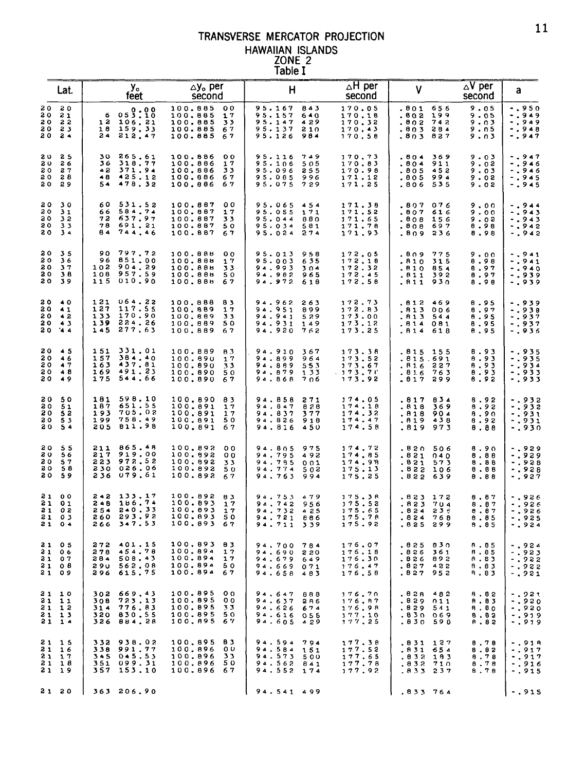# TRANSVERSE MERCATOR PROJECTION
## HAWAIIAN ISLANDS
## ZONE 2
### Table I

| Lat. | $y_o$ feet | $\Delta y_o$ per second | H | $\Delta$H per second | V | $\Delta$V per second | a |
|---|---|---|---|---|---|---|---|
| 20 20 | 0.00 | 100.885 00 | 95.167 843 | 170.05 | .801 656 | 9.05 | -.950 |
| 20 21 | 6 053.10 | 100.885 17 | 95.157 640 | 170.18 | .802 199 | 9.05 | -.949 |
| 20 22 | 12 106.21 | 100.885 33 | 95.147 429 | 170.32 | .802 742 | 9.03 | -.949 |
| 20 23 | 18 159.33 | 100.885 67 | 95.137 210 | 170.43 | .803 284 | 9.05 | -.948 |
| 20 24 | 24 212.47 | 100.885 67 | 95.126 984 | 170.58 | .803 827 | 9.03 | -.947 |
| 20 25 | 30 265.61 | 100.886 00 | 95.116 749 | 170.73 | .804 369 | 9.03 | -.947 |
| 20 26 | 36 318.77 | 100.886 17 | 95.106 505 | 170.83 | .804 911 | 9.02 | -.946 |
| 20 27 | 42 371.94 | 100.886 33 | 95.096 255 | 170.98 | .805 452 | 9.03 | -.946 |
| 20 28 | 48 425.12 | 100.886 67 | 95.085 996 | 171.12 | .805 994 | 9.02 | -.945 |
| 20 29 | 54 478.32 | 100.886 67 | 95.075 729 | 171.25 | .806 535 | 9.02 | -.945 |
| 20 30 | 60 531.52 | 100.887 00 | 95.065 454 | 171.38 | .807 076 | 9.00 | -.944 |
| 20 31 | 66 584.74 | 100.887 17 | 95.055 171 | 171.52 | .807 616 | 9.00 | -.943 |
| 20 32 | 72 637.97 | 100.887 33 | 95.044 880 | 171.65 | .808 156 | 9.02 | -.943 |
| 20 33 | 78 691.21 | 100.887 50 | 95.034 581 | 171.78 | .808 697 | 8.98 | -.942 |
| 20 34 | 84 744.46 | 100.887 67 | 95.024 274 | 171.93 | .809 236 | 8.98 | -.942 |
| 20 35 | 90 797.72 | 100.888 00 | 95.013 958 | 172.05 | .809 775 | 9.00 | -.941 |
| 20 36 | 96 851.00 | 100.888 17 | 95.003 635 | 172.18 | .810 315 | 8.98 | -.941 |
| 20 37 | 102 904.29 | 100.888 33 | 94.993 304 | 172.32 | .810 854 | 8.97 | -.940 |
| 20 38 | 108 957.59 | 100.888 50 | 94.982 965 | 172.45 | .811 392 | 8.97 | -.939 |
| 20 39 | 115 010.90 | 100.888 67 | 94.972 618 | 172.58 | .811 930 | 8.98 | -.939 |
| 20 40 | 121 064.22 | 100.888 83 | 94.962 263 | 172.73 | .812 469 | 8.95 | -.939 |
| 20 41 | 127 117.55 | 100.889 17 | 94.951 899 | 172.83 | .813 006 | 8.97 | -.938 |
| 20 42 | 133 170.90 | 100.889 33 | 94.941 529 | 173.00 | .813 544 | 8.95 | -.937 |
| 20 43 | 139 224.26 | 100.889 50 | 94.931 149 | 173.12 | .814 081 | 8.95 | -.937 |
| 20 44 | 145 277.63 | 100.889 67 | 94.920 762 | 173.25 | .814 618 | 8.95 | -.936 |
| 20 45 | 151 331.01 | 100.889 83 | 94.910 367 | 173.38 | .815 155 | 8.93 | -.935 |
| 20 46 | 157 384.40 | 100.890 17 | 94.899 964 | 173.52 | .815 691 | 8.93 | -.935 |
| 20 47 | 163 437.81 | 100.890 33 | 94.889 553 | 173.67 | .816 227 | 8.93 | -.934 |
| 20 48 | 169 491.23 | 100.890 50 | 94.879 133 | 173.78 | .816 763 | 8.93 | -.933 |
| 20 49 | 175 544.66 | 100.890 67 | 94.868 706 | 173.92 | .817 299 | 8.92 | -.933 |
| 20 50 | 181 598.10 | 100.890 83 | 94.858 271 | 174.05 | .817 834 | 8.92 | -.932 |
| 20 51 | 187 651.55 | 100.891 17 | 94.847 828 | 174.18 | .818 369 | 8.92 | -.932 |
| 20 52 | 193 705.02 | 100.891 17 | 94.837 377 | 174.32 | .818 904 | 8.90 | -.931 |
| 20 53 | 199 758.49 | 100.891 50 | 94.826 918 | 174.47 | .819 438 | 8.92 | -.931 |
| 20 54 | 205 811.98 | 100.891 67 | 94.816 450 | 174.58 | .819 973 | 8.88 | -.930 |
| 20 55 | 211 865.48 | 100.892 00 | 94.805 975 | 174.72 | .820 506 | 8.90 | -.929 |
| 20 56 | 217 919.00 | 100.892 00 | 94.795 492 | 174.85 | .821 040 | 8.88 | -.929 |
| 20 57 | 223 972.52 | 100.892 33 | 94.785 001 | 174.98 | .821 573 | 8.88 | -.928 |
| 20 58 | 230 026.06 | 100.892 50 | 94.774 502 | 175.13 | .822 106 | 8.88 | -.928 |
| 20 59 | 236 079.61 | 100.892 67 | 94.763 994 | 175.25 | .822 639 | 8.88 | -.927 |
| 21 00 | 242 133.17 | 100.892 83 | 94.753 479 | 175.38 | .823 172 | 8.87 | -.926 |
| 21 01 | 248 186.74 | 100.893 17 | 94.742 956 | 175.52 | .823 704 | 8.87 | -.926 |
| 21 02 | 254 240.33 | 100.893 17 | 94.732 425 | 175.65 | .824 236 | 8.87 | -.926 |
| 21 03 | 260 293.92 | 100.893 50 | 94.721 886 | 175.78 | .824 768 | 8.85 | -.925 |
| 21 04 | 266 347.53 | 100.893 67 | 94.711 339 | 175.92 | .825 299 | 8.85 | -.924 |
| 21 05 | 272 401.15 | 100.893 83 | 94.700 784 | 176.07 | .825 830 | 8.85 | -.924 |
| 21 06 | 278 454.78 | 100.894 17 | 94.690 220 | 176.18 | .826 361 | 8.85 | -.923 |
| 21 07 | 284 508.43 | 100.894 17 | 94.679 649 | 176.30 | .826 892 | 8.83 | -.922 |
| 21 08 | 290 562.08 | 100.894 50 | 94.669 071 | 176.47 | .827 422 | 8.83 | -.922 |
| 21 09 | 296 615.75 | 100.894 67 | 94.658 483 | 176.58 | .827 952 | 8.83 | -.921 |
| 21 10 | 302 669.43 | 100.895 00 | 94.647 888 | 176.70 | .828 482 | 8.82 | -.921 |
| 21 11 | 308 723.13 | 100.895 00 | 94.637 286 | 176.87 | .829 011 | 8.83 | -.920 |
| 21 12 | 314 776.83 | 100.895 33 | 94.626 674 | 176.98 | .829 541 | 8.80 | -.920 |
| 21 13 | 320 830.55 | 100.895 50 | 94.616 055 | 177.10 | .830 069 | 8.82 | -.919 |
| 21 14 | 326 884.28 | 100.895 67 | 94.605 429 | 177.25 | .830 598 | 8.82 | -.919 |
| 21 15 | 332 938.02 | 100.895 83 | 94.594 794 | 177.38 | .831 127 | 8.78 | -.918 |
| 21 16 | 338 991.77 | 100.896 00 | 94.584 151 | 177.52 | .831 654 | 8.82 | -.917 |
| 21 17 | 345 045.53 | 100.896 33 | 94.573 500 | 177.65 | .832 183 | 8.78 | -.917 |
| 21 18 | 351 099.31 | 100.896 50 | 94.562 841 | 177.78 | .832 710 | 8.78 | -.916 |
| 21 19 | 357 153.10 | 100.896 67 | 94.552 174 | 177.92 | .833 237 | 8.78 | -.915 |
| 21 20 | 363 206.90 | | 94.541 499 | | .833 764 | | -.915 |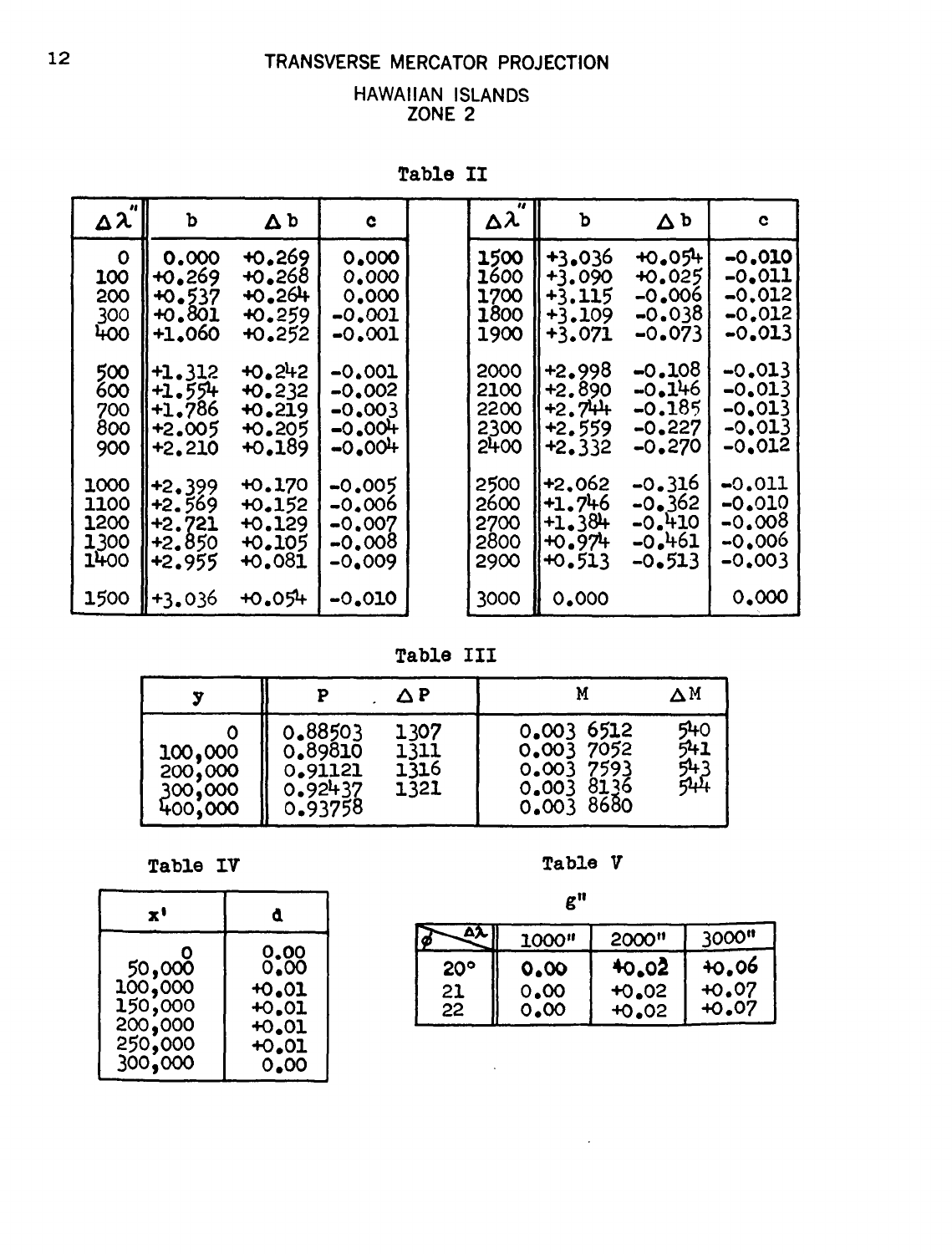# TRANSVERSE MERCATOR PROJECTION

## HAWAIIAN ISLANDS
## ZONE 2

### Table II

| $\Delta\lambda''$ | b | $\Delta$b | c |
|---|---|---|---|
| 0 | 0.000 | +0.269 | 0.000 |
| 100 | +0.269 | +0.268 | 0.000 |
| 200 | +0.537 | +0.264 | 0.000 |
| 300 | +0.801 | +0.259 | -0.001 |
| 400 | +1.060 | +0.252 | -0.001 |
| 500 | +1.312 | +0.242 | -0.001 |
| 600 | +1.554 | +0.232 | -0.002 |
| 700 | +1.786 | +0.219 | -0.003 |
| 800 | +2.005 | +0.205 | -0.004 |
| 900 | +2.210 | +0.189 | -0.004 |
| 1000 | +2.399 | +0.170 | -0.005 |
| 1100 | +2.569 | +0.152 | -0.006 |
| 1200 | +2.721 | +0.129 | -0.007 |
| 1300 | +2.850 | +0.105 | -0.008 |
| 1400 | +2.955 | +0.081 | -0.009 |
| 1500 | +3.036 | +0.054 | -0.010 |

| $\Delta\lambda''$ | b | $\Delta$b | c |
|---|---|---|---|
| 1500 | +3.036 | +0.054 | -0.010 |
| 1600 | +3.090 | +0.025 | -0.011 |
| 1700 | +3.115 | -0.006 | -0.012 |
| 1800 | +3.109 | -0.038 | -0.012 |
| 1900 | +3.071 | -0.073 | -0.013 |
| 2000 | +2.998 | -0.108 | -0.013 |
| 2100 | +2.890 | -0.146 | -0.013 |
| 2200 | +2.744 | -0.185 | -0.013 |
| 2300 | +2.559 | -0.227 | -0.013 |
| 2400 | +2.332 | -0.270 | -0.012 |
| 2500 | +2.062 | -0.316 | -0.011 |
| 2600 | +1.746 | -0.362 | -0.010 |
| 2700 | +1.384 | -0.410 | -0.008 |
| 2800 | +0.974 | -0.461 | -0.006 |
| 2900 | +0.513 | -0.513 | -0.003 |
| 3000 | 0.000 | | 0.000 |

### Table III

| y | P | $\Delta$P | M | $\Delta$M |
|---|---|---|---|---|
| 0 | 0.88503 | 1307 | 0.003 6512 | 540 |
| 100,000 | 0.89810 | 1311 | 0.003 7052 | 541 |
| 200,000 | 0.91121 | 1316 | 0.003 7593 | 543 |
| 300,000 | 0.92437 | 1321 | 0.003 8136 | 544 |
| 400,000 | 0.93758 | | 0.003 8680 | |

### Table IV

| x' | d |
|---|---|
| 0 | 0.00 |
| 50,000 | 0.00 |
| 100,000 | +0.01 |
| 150,000 | +0.01 |
| 200,000 | +0.01 |
| 250,000 | +0.01 |
| 300,000 | 0.00 |

### Table V

g''

| $\phi$ \ $\Delta\lambda$ | 1000'' | 2000'' | 3000'' |
|---|---|---|---|
| 20° | 0.00 | +0.02 | +0.06 |
| 21 | 0.00 | +0.02 | +0.07 |
| 22 | 0.00 | +0.02 | +0.07 |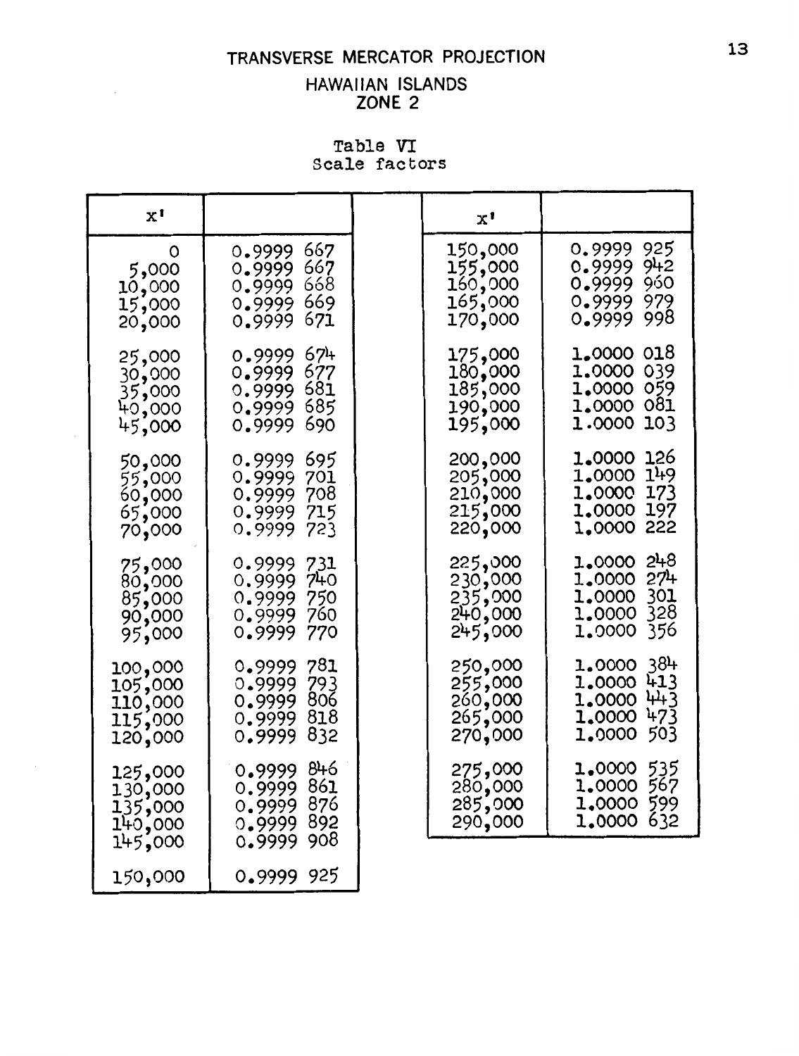# TRANSVERSE MERCATOR PROJECTION

## HAWAIIAN ISLANDS
## ZONE 2

### Table VI
### Scale factors

| x' | |
|---|---|
| 0 | 0.9999 667 |
| 5,000 | 0.9999 667 |
| 10,000 | 0.9999 668 |
| 15,000 | 0.9999 669 |
| 20,000 | 0.9999 671 |
| 25,000 | 0.9999 674 |
| 30,000 | 0.9999 677 |
| 35,000 | 0.9999 681 |
| 40,000 | 0.9999 685 |
| 45,000 | 0.9999 690 |
| 50,000 | 0.9999 695 |
| 55,000 | 0.9999 701 |
| 60,000 | 0.9999 708 |
| 65,000 | 0.9999 715 |
| 70,000 | 0.9999 723 |
| 75,000 | 0.9999 731 |
| 80,000 | 0.9999 740 |
| 85,000 | 0.9999 750 |
| 90,000 | 0.9999 760 |
| 95,000 | 0.9999 770 |
| 100,000 | 0.9999 781 |
| 105,000 | 0.9999 793 |
| 110,000 | 0.9999 806 |
| 115,000 | 0.9999 818 |
| 120,000 | 0.9999 832 |
| 125,000 | 0.9999 846 |
| 130,000 | 0.9999 861 |
| 135,000 | 0.9999 876 |
| 140,000 | 0.9999 892 |
| 145,000 | 0.9999 908 |
| 150,000 | 0.9999 925 |

| x' | |
|---|---|
| 150,000 | 0.9999 925 |
| 155,000 | 0.9999 942 |
| 160,000 | 0.9999 960 |
| 165,000 | 0.9999 979 |
| 170,000 | 0.9999 998 |
| 175,000 | 1.0000 018 |
| 180,000 | 1.0000 039 |
| 185,000 | 1.0000 059 |
| 190,000 | 1.0000 081 |
| 195,000 | 1.0000 103 |
| 200,000 | 1.0000 126 |
| 205,000 | 1.0000 149 |
| 210,000 | 1.0000 173 |
| 215,000 | 1.0000 197 |
| 220,000 | 1.0000 222 |
| 225,000 | 1.0000 248 |
| 230,000 | 1.0000 274 |
| 235,000 | 1.0000 301 |
| 240,000 | 1.0000 328 |
| 245,000 | 1.0000 356 |
| 250,000 | 1.0000 384 |
| 255,000 | 1.0000 413 |
| 260,000 | 1.0000 443 |
| 265,000 | 1.0000 473 |
| 270,000 | 1.0000 503 |
| 275,000 | 1.0000 535 |
| 280,000 | 1.0000 567 |
| 285,000 | 1.0000 599 |
| 290,000 | 1.0000 632 |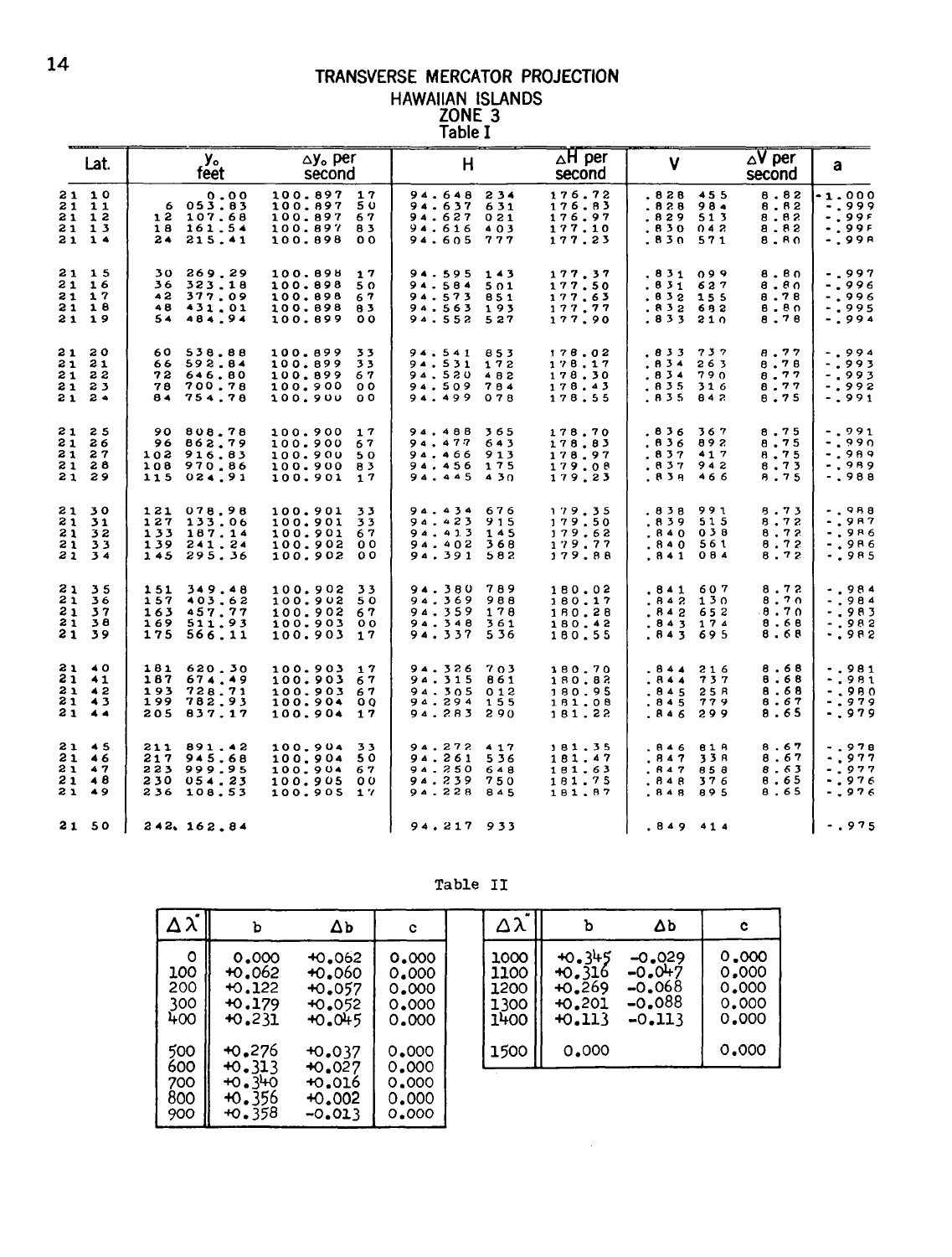# TRANSVERSE MERCATOR PROJECTION

## HAWAIIAN ISLANDS

## ZONE 3

### Table I

| Lat. | $y_o$ feet | $\Delta y_o$ per second | H | $\Delta H$ per second | V | $\Delta V$ per second | a |
|---|---|---|---|---|---|---|---|
| 21 10 | 0.00 | 100.897 17 | 94.648 234 | 176.72 | .828 455 | 8.82 | -1.000 |
| 21 11 | 6 053.83 | 100.897 50 | 94.637 631 | 176.83 | .828 984 | 8.82 | -.999 |
| 21 12 | 12 107.68 | 100.897 67 | 94.627 021 | 176.97 | .829 513 | 8.82 | -.99F |
| 21 13 | 18 161.54 | 100.897 83 | 94.616 403 | 177.10 | .830 042 | 8.82 | -.99F |
| 21 14 | 24 215.41 | 100.898 00 | 94.605 777 | 177.23 | .830 571 | 8.80 | -.998 |
| 21 15 | 30 269.29 | 100.898 17 | 94.595 143 | 177.37 | .831 099 | 8.80 | -.997 |
| 21 16 | 36 323.18 | 100.898 50 | 94.584 501 | 177.50 | .831 627 | 8.80 | -.996 |
| 21 17 | 42 377.09 | 100.898 67 | 94.573 851 | 177.63 | .832 155 | 8.78 | -.996 |
| 21 18 | 48 431.01 | 100.898 83 | 94.563 193 | 177.77 | .832 682 | 8.80 | -.995 |
| 21 19 | 54 484.94 | 100.899 00 | 94.552 527 | 177.90 | .833 210 | 8.78 | -.994 |
| 21 20 | 60 538.88 | 100.899 33 | 94.541 853 | 178.02 | .833 737 | 8.77 | -.994 |
| 21 21 | 66 592.84 | 100.899 33 | 94.531 172 | 178.17 | .834 263 | 8.78 | -.993 |
| 21 22 | 72 646.80 | 100.899 67 | 94.520 482 | 178.30 | .834 790 | 8.77 | -.993 |
| 21 23 | 78 700.78 | 100.900 00 | 94.509 784 | 178.43 | .835 316 | 8.77 | -.992 |
| 21 24 | 84 754.78 | 100.900 00 | 94.499 078 | 178.55 | .835 842 | 8.75 | -.991 |
| 21 25 | 90 808.78 | 100.900 17 | 94.488 365 | 178.70 | .836 367 | 8.75 | -.991 |
| 21 26 | 96 862.79 | 100.900 67 | 94.477 643 | 178.83 | .836 892 | 8.75 | -.990 |
| 21 27 | 102 916.83 | 100.900 50 | 94.466 913 | 178.97 | .837 417 | 8.75 | -.989 |
| 21 28 | 108 970.86 | 100.900 83 | 94.456 175 | 179.08 | .837 942 | 8.73 | -.989 |
| 21 29 | 115 024.91 | 100.901 17 | 94.445 430 | 179.23 | .838 466 | 8.75 | -.988 |
| 21 30 | 121 078.98 | 100.901 33 | 94.434 676 | 179.35 | .838 991 | 8.73 | -.988 |
| 21 31 | 127 133.06 | 100.901 33 | 94.423 915 | 179.50 | .839 515 | 8.72 | -.987 |
| 21 32 | 133 187.14 | 100.901 67 | 94.413 145 | 179.62 | .840 038 | 8.72 | -.986 |
| 21 33 | 139 241.24 | 100.902 00 | 94.402 368 | 179.77 | .840 561 | 8.72 | -.986 |
| 21 34 | 145 295.36 | 100.902 00 | 94.391 582 | 179.88 | .841 084 | 8.72 | -.985 |
| 21 35 | 151 349.48 | 100.902 33 | 94.380 789 | 180.02 | .841 607 | 8.72 | -.984 |
| 21 36 | 157 403.62 | 100.902 50 | 94.369 988 | 180.17 | .842 130 | 8.70 | -.984 |
| 21 37 | 163 457.77 | 100.902 67 | 94.359 178 | 180.28 | .842 652 | 8.70 | -.983 |
| 21 38 | 169 511.93 | 100.903 00 | 94.348 361 | 180.42 | .843 174 | 8.68 | -.982 |
| 21 39 | 175 566.11 | 100.903 17 | 94.337 536 | 180.55 | .843 695 | 8.68 | -.982 |
| 21 40 | 181 620.30 | 100.903 17 | 94.326 703 | 180.70 | .844 216 | 8.68 | -.981 |
| 21 41 | 187 674.49 | 100.903 67 | 94.315 861 | 180.82 | .844 737 | 8.68 | -.981 |
| 21 42 | 193 728.71 | 100.903 67 | 94.305 012 | 180.95 | .845 258 | 8.68 | -.980 |
| 21 43 | 199 782.93 | 100.904 00 | 94.294 155 | 181.08 | .845 779 | 8.67 | -.979 |
| 21 44 | 205 837.17 | 100.904 17 | 94.283 290 | 181.22 | .846 299 | 8.65 | -.979 |
| 21 45 | 211 891.42 | 100.904 33 | 94.272 417 | 181.35 | .846 818 | 8.67 | -.978 |
| 21 46 | 217 945.68 | 100.904 50 | 94.261 536 | 181.47 | .847 338 | 8.67 | -.977 |
| 21 47 | 223 999.95 | 100.904 67 | 94.250 648 | 181.63 | .847 858 | 8.63 | -.977 |
| 21 48 | 230 054.23 | 100.905 00 | 94.239 750 | 181.75 | .848 376 | 8.65 | -.976 |
| 21 49 | 236 108.53 | 100.905 17 | 94.228 845 | 181.87 | .848 895 | 8.65 | -.976 |
| 21 50 | 242 162.84 | | 94.217 933 | | .849 414 | | -.975 |

### Table II

| $\Delta\lambda''$ | b | $\Delta b$ | c |
|---|---|---|---|
| 0 | 0.000 | +0.062 | 0.000 |
| 100 | +0.062 | +0.060 | 0.000 |
| 200 | +0.122 | +0.057 | 0.000 |
| 300 | +0.179 | +0.052 | 0.000 |
| 400 | +0.231 | +0.045 | 0.000 |
| 500 | +0.276 | +0.037 | 0.000 |
| 600 | +0.313 | +0.027 | 0.000 |
| 700 | +0.340 | +0.016 | 0.000 |
| 800 | +0.356 | +0.002 | 0.000 |
| 900 | +0.358 | -0.013 | 0.000 |
| 1000 | +0.345 | -0.029 | 0.000 |
| 1100 | +0.316 | -0.047 | 0.000 |
| 1200 | +0.269 | -0.068 | 0.000 |
| 1300 | +0.201 | -0.088 | 0.000 |
| 1400 | +0.113 | -0.113 | 0.000 |
| 1500 | 0.000 | | 0.000 |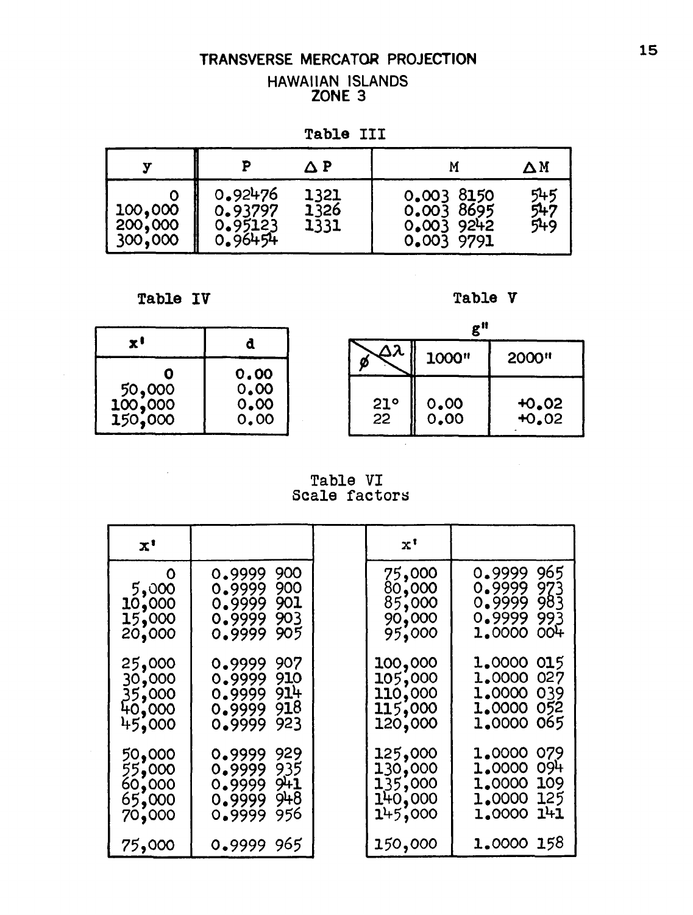# TRANSVERSE MERCATOR PROJECTION

## HAWAIIAN ISLANDS
## ZONE 3

### Table III

| y | P | ΔP | M | ΔM |
|---|---|---|---|---|
| 0 | 0.92476 | 1321 | 0.003 8150 | 545 |
| 100,000 | 0.93797 | 1326 | 0.003 8695 | 547 |
| 200,000 | 0.95123 | 1331 | 0.003 9242 | 549 |
| 300,000 | 0.96454 | | 0.003 9791 | |

### Table IV

| x' | d |
|---|---|
| 0 | 0.00 |
| 50,000 | 0.00 |
| 100,000 | 0.00 |
| 150,000 | 0.00 |

### Table V

g"

| $\phi$ \ $\Delta\lambda$ | 1000" | 2000" |
|---|---|---|
| 21° | 0.00 | +0.02 |
| 22 | 0.00 | +0.02 |

### Table VI
Scale factors

| x' | | x' | |
|---|---|---|---|
| 0 | 0.9999 900 | 75,000 | 0.9999 965 |
| 5,000 | 0.9999 900 | 80,000 | 0.9999 973 |
| 10,000 | 0.9999 901 | 85,000 | 0.9999 983 |
| 15,000 | 0.9999 903 | 90,000 | 0.9999 993 |
| 20,000 | 0.9999 905 | 95,000 | 1.0000 004 |
| 25,000 | 0.9999 907 | 100,000 | 1.0000 015 |
| 30,000 | 0.9999 910 | 105,000 | 1.0000 027 |
| 35,000 | 0.9999 914 | 110,000 | 1.0000 039 |
| 40,000 | 0.9999 918 | 115,000 | 1.0000 052 |
| 45,000 | 0.9999 923 | 120,000 | 1.0000 065 |
| 50,000 | 0.9999 929 | 125,000 | 1.0000 079 |
| 55,000 | 0.9999 935 | 130,000 | 1.0000 094 |
| 60,000 | 0.9999 941 | 135,000 | 1.0000 109 |
| 65,000 | 0.9999 948 | 140,000 | 1.0000 125 |
| 70,000 | 0.9999 956 | 145,000 | 1.0000 141 |
| 75,000 | 0.9999 965 | 150,000 | 1.0000 158 |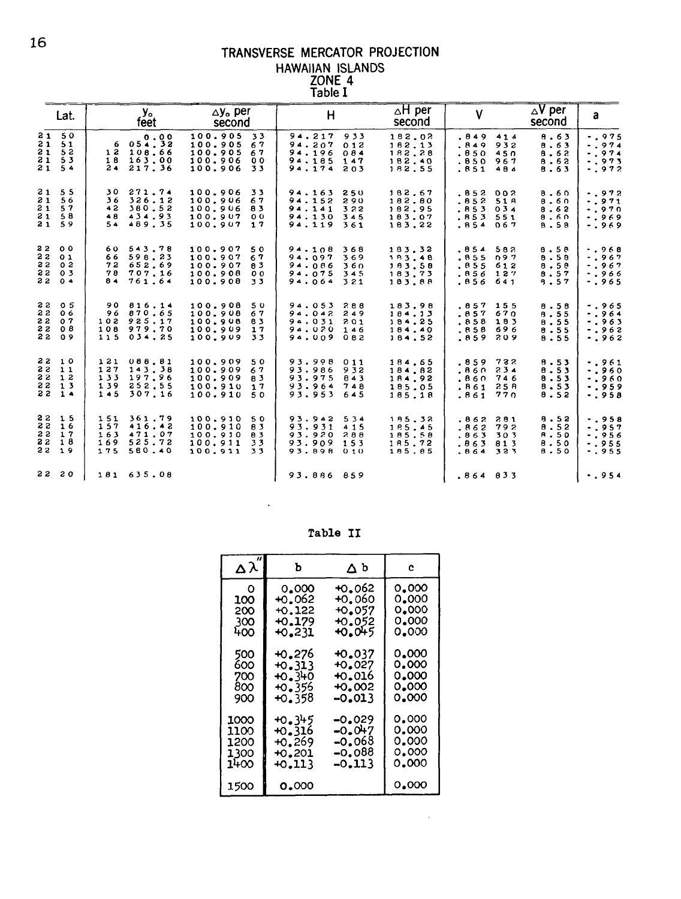# TRANSVERSE MERCATOR PROJECTION

## HAWAIIAN ISLANDS

## ZONE 4

### Table I

| Lat. | $y_o$ feet | $\Delta y_o$ per second | H | $\Delta$H per second | V | $\Delta$V per second | a |
|---|---|---|---|---|---|---|---|
| 21 50 | 0.00 | 100.905 33 | 94.217 933 | 182.02 | .849 414 | 8.63 | -.975 |
| 21 51 | 6 054.32 | 100.905 67 | 94.207 012 | 182.13 | .849 932 | 8.63 | -.974 |
| 21 52 | 12 108.66 | 100.905 67 | 94.196 084 | 182.28 | .850 450 | 8.62 | -.974 |
| 21 53 | 18 163.00 | 100.906 00 | 94.185 147 | 182.40 | .850 967 | 8.62 | -.973 |
| 21 54 | 24 217.36 | 100.906 33 | 94.174 203 | 182.55 | .851 484 | 8.63 | -.972 |
| 21 55 | 30 271.74 | 100.906 33 | 94.163 250 | 182.67 | .852 002 | 8.60 | -.972 |
| 21 56 | 36 326.12 | 100.906 67 | 94.152 290 | 182.80 | .852 518 | 8.60 | -.971 |
| 21 57 | 42 380.52 | 100.906 83 | 94.141 322 | 182.95 | .853 034 | 8.62 | -.970 |
| 21 58 | 48 434.93 | 100.907 00 | 94.130 345 | 183.07 | .853 551 | 8.60 | -.969 |
| 21 59 | 54 489.35 | 100.907 17 | 94.119 361 | 183.22 | .854 067 | 8.58 | -.969 |
| 22 00 | 60 543.78 | 100.907 50 | 94.108 368 | 183.32 | .854 582 | 8.58 | -.968 |
| 22 01 | 66 598.23 | 100.907 67 | 94.097 369 | 183.48 | .855 097 | 8.58 | -.967 |
| 22 02 | 72 652.69 | 100.907 83 | 94.086 360 | 183.58 | .855 612 | 8.58 | -.967 |
| 22 03 | 78 707.16 | 100.908 00 | 94.075 345 | 183.73 | .856 127 | 8.57 | -.966 |
| 22 04 | 84 761.64 | 100.908 33 | 94.064 321 | 183.88 | .856 641 | 8.57 | -.965 |
| 22 05 | 90 816.14 | 100.908 50 | 94.053 288 | 183.98 | .857 155 | 8.58 | -.965 |
| 22 06 | 96 870.65 | 100.908 67 | 94.042 249 | 184.13 | .857 670 | 8.55 | -.964 |
| 22 07 | 102 925.17 | 100.908 83 | 94.031 201 | 184.25 | .858 183 | 8.55 | -.963 |
| 22 08 | 108 979.70 | 100.909 17 | 94.020 146 | 184.40 | .858 696 | 8.55 | -.962 |
| 22 09 | 115 034.25 | 100.909 33 | 94.009 082 | 184.52 | .859 209 | 8.55 | -.962 |
| 22 10 | 121 088.81 | 100.909 50 | 93.998 011 | 184.65 | .859 722 | 8.53 | -.961 |
| 22 11 | 127 143.38 | 100.909 67 | 93.986 932 | 184.82 | .860 234 | 8.53 | -.960 |
| 22 12 | 133 197.96 | 100.909 83 | 93.975 843 | 184.92 | .860 746 | 8.53 | -.960 |
| 22 13 | 139 252.55 | 100.910 17 | 93.964 748 | 185.05 | .861 258 | 8.53 | -.959 |
| 22 14 | 145 307.16 | 100.910 50 | 93.953 645 | 185.18 | .861 770 | 8.52 | -.958 |
| 22 15 | 151 361.79 | 100.910 50 | 93.942 534 | 185.32 | .862 281 | 8.52 | -.958 |
| 22 16 | 157 416.42 | 100.910 83 | 93.931 415 | 185.45 | .862 792 | 8.52 | -.957 |
| 22 17 | 163 471.07 | 100.910 83 | 93.920 288 | 185.58 | .863 303 | 8.50 | -.956 |
| 22 18 | 169 525.72 | 100.911 33 | 93.909 153 | 185.72 | .863 813 | 8.50 | -.955 |
| 22 19 | 175 580.40 | 100.911 33 | 93.898 010 | 185.85 | .864 323 | 8.50 | -.955 |
| 22 20 | 181 635.08 | | 93.886 859 | | .864 833 | | -.954 |

### Table II

| $\Delta\lambda''$ | b | $\Delta$ b | c |
|---|---|---|---|
| 0 | 0.000 | +0.062 | 0.000 |
| 100 | +0.062 | +0.060 | 0.000 |
| 200 | +0.122 | +0.057 | 0.000 |
| 300 | +0.179 | +0.052 | 0.000 |
| 400 | +0.231 | +0.045 | 0.000 |
| 500 | +0.276 | +0.037 | 0.000 |
| 600 | +0.313 | +0.027 | 0.000 |
| 700 | +0.340 | +0.016 | 0.000 |
| 800 | +0.356 | +0.002 | 0.000 |
| 900 | +0.358 | -0.013 | 0.000 |
| 1000 | +0.345 | -0.029 | 0.000 |
| 1100 | +0.316 | -0.047 | 0.000 |
| 1200 | +0.269 | -0.068 | 0.000 |
| 1300 | +0.201 | -0.088 | 0.000 |
| 1400 | +0.113 | -0.113 | 0.000 |
| 1500 | 0.000 | | 0.000 |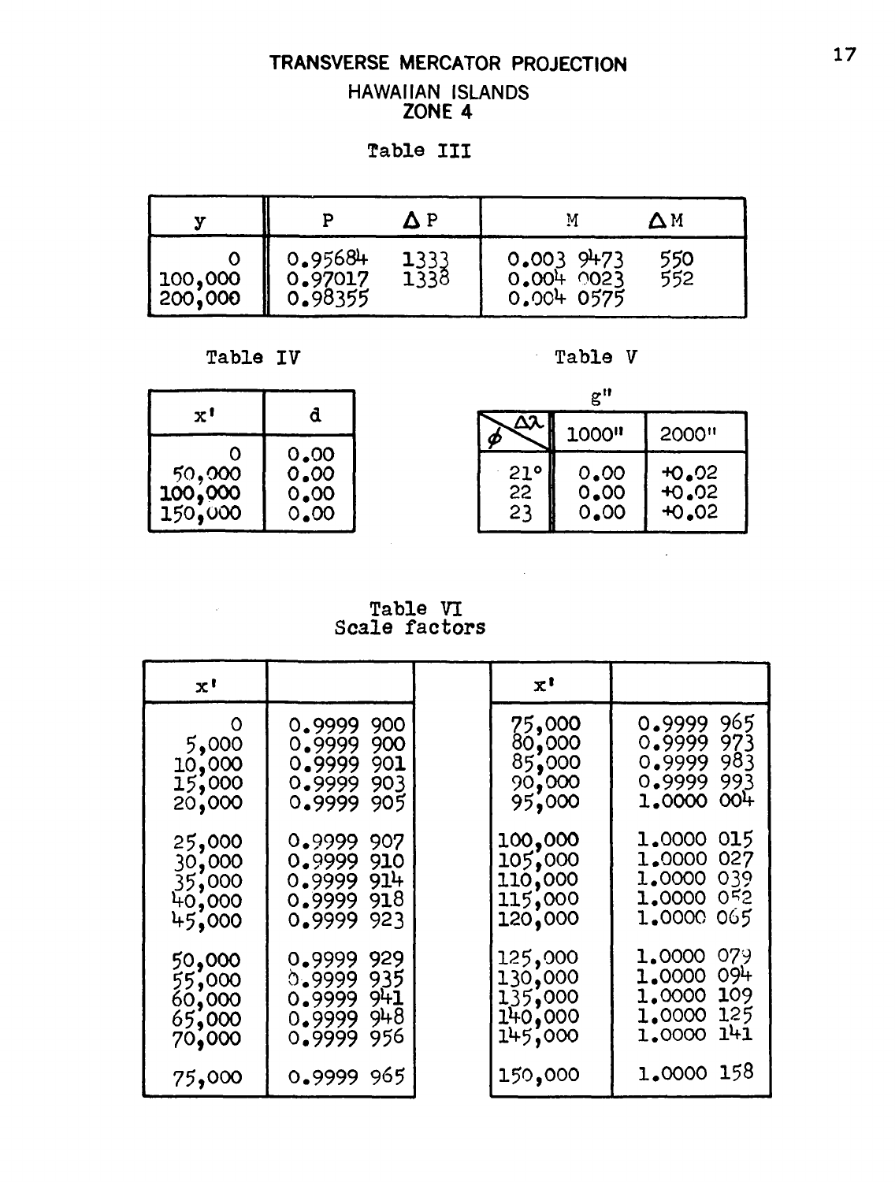# TRANSVERSE MERCATOR PROJECTION

## HAWAIIAN ISLANDS
## ZONE 4

### Table III

| y | P | ΔP | M | ΔM |
|---|---|---|---|---|
| 0 | 0.95684 | 1333 | 0.003 9473 | 550 |
| 100,000 | 0.97017 | 1338 | 0.004 0023 | 552 |
| 200,000 | 0.98355 | | 0.004 0575 | |

### Table IV

| x' | d |
|---|---|
| 0 | 0.00 |
| 50,000 | 0.00 |
| 100,000 | 0.00 |
| 150,000 | 0.00 |

### Table V

g"

| φ \ Δλ | 1000" | 2000" |
|---|---|---|
| 21° | 0.00 | +0.02 |
| 22 | 0.00 | +0.02 |
| 23 | 0.00 | +0.02 |

### Table VI
Scale factors

| x' | | x' | |
|---|---|---|---|
| 0 | 0.9999 900 | 75,000 | 0.9999 965 |
| 5,000 | 0.9999 900 | 80,000 | 0.9999 973 |
| 10,000 | 0.9999 901 | 85,000 | 0.9999 983 |
| 15,000 | 0.9999 903 | 90,000 | 0.9999 993 |
| 20,000 | 0.9999 905 | 95,000 | 1.0000 004 |
| 25,000 | 0.9999 907 | 100,000 | 1.0000 015 |
| 30,000 | 0.9999 910 | 105,000 | 1.0000 027 |
| 35,000 | 0.9999 914 | 110,000 | 1.0000 039 |
| 40,000 | 0.9999 918 | 115,000 | 1.0000 052 |
| 45,000 | 0.9999 923 | 120,000 | 1.0000 065 |
| 50,000 | 0.9999 929 | 125,000 | 1.0000 079 |
| 55,000 | 0.9999 935 | 130,000 | 1.0000 094 |
| 60,000 | 0.9999 941 | 135,000 | 1.0000 109 |
| 65,000 | 0.9999 948 | 140,000 | 1.0000 125 |
| 70,000 | 0.9999 956 | 145,000 | 1.0000 141 |
| 75,000 | 0.9999 965 | 150,000 | 1.0000 158 |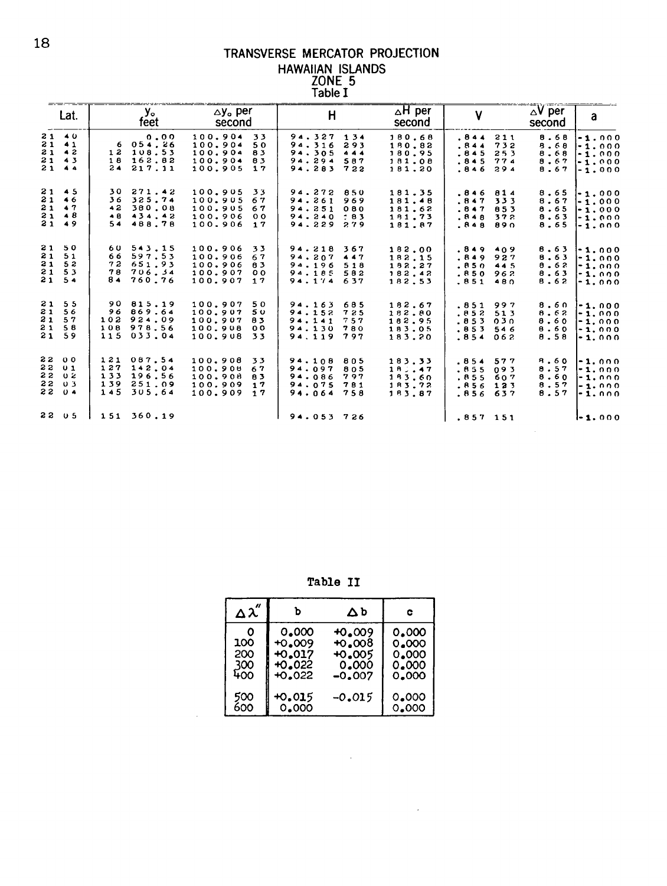# TRANSVERSE MERCATOR PROJECTION
## HAWAIIAN ISLANDS
## ZONE 5
### Table I

| Lat. | $y_o$ feet | $\Delta y_o$ per second | H | $\Delta$H per second | V | $\Delta$V per second | a |
|---|---|---|---|---|---|---|---|
| 21 40 | 0.00 | 100.904 33 | 94.327 134 | 180.68 | .844 211 | 8.68 | -1.000 |
| 21 41 | 6 054.26 | 100.904 50 | 94.316 293 | 180.82 | .844 732 | 8.68 | -1.000 |
| 21 42 | 12 108.53 | 100.904 83 | 94.305 444 | 180.95 | .845 253 | 8.68 | -1.000 |
| 21 43 | 18 162.82 | 100.904 83 | 94.294 587 | 181.08 | .845 774 | 8.67 | -1.000 |
| 21 44 | 24 217.11 | 100.905 17 | 94.283 722 | 181.20 | .846 294 | 8.67 | -1.000 |
| 21 45 | 30 271.42 | 100.905 33 | 94.272 850 | 181.35 | .846 814 | 8.65 | -1.000 |
| 21 46 | 36 325.74 | 100.905 67 | 94.261 969 | 181.48 | .847 333 | 8.67 | -1.000 |
| 21 47 | 42 380.08 | 100.905 67 | 94.251 080 | 181.62 | .847 853 | 8.65 | -1.000 |
| 21 48 | 48 434.42 | 100.906 00 | 94.240 183 | 181.73 | .848 372 | 8.63 | -1.000 |
| 21 49 | 54 488.78 | 100.906 17 | 94.229 279 | 181.87 | .848 890 | 8.65 | -1.000 |
| 21 50 | 60 543.15 | 100.906 33 | 94.218 367 | 182.00 | .849 409 | 8.63 | -1.000 |
| 21 51 | 66 597.53 | 100.906 67 | 94.207 447 | 182.15 | .849 927 | 8.63 | -1.000 |
| 21 52 | 72 651.93 | 100.906 83 | 94.196 518 | 182.27 | .850 445 | 8.62 | -1.000 |
| 21 53 | 78 706.34 | 100.907 00 | 94.185 582 | 182.42 | .850 962 | 8.63 | -1.000 |
| 21 54 | 84 760.76 | 100.907 17 | 94.174 637 | 182.53 | .851 480 | 8.62 | -1.000 |
| 21 55 | 90 815.19 | 100.907 50 | 94.163 685 | 182.67 | .851 997 | 8.60 | -1.000 |
| 21 56 | 96 869.64 | 100.907 50 | 94.152 725 | 182.80 | .852 513 | 8.62 | -1.000 |
| 21 57 | 102 924.09 | 100.907 83 | 94.141 757 | 182.95 | .853 030 | 8.60 | -1.000 |
| 21 58 | 108 978.56 | 100.908 00 | 94.130 780 | 183.05 | .853 546 | 8.60 | -1.000 |
| 21 59 | 115 033.04 | 100.908 33 | 94.119 797 | 183.20 | .854 062 | 8.58 | -1.000 |
| 22 00 | 121 087.54 | 100.908 33 | 94.108 805 | 183.33 | .854 577 | 8.60 | -1.000 |
| 22 01 | 127 142.04 | 100.908 67 | 94.097 805 | 183.47 | .855 093 | 8.57 | -1.000 |
| 22 02 | 133 196.56 | 100.908 83 | 94.086 797 | 183.60 | .855 607 | 8.60 | -1.000 |
| 22 03 | 139 251.09 | 100.909 17 | 94.075 781 | 183.72 | .856 123 | 8.57 | -1.000 |
| 22 04 | 145 305.64 | 100.909 17 | 94.064 758 | 183.87 | .856 637 | 8.57 | -1.000 |
| 22 05 | 151 360.19 | | 94.053 726 | | .857 151 | | -1.000 |

### Table II

| $\Delta\lambda''$ | b | $\Delta$b | c |
|---|---|---|---|
| 0 | 0.000 | +0.009 | 0.000 |
| 100 | +0.009 | +0.008 | 0.000 |
| 200 | +0.017 | +0.005 | 0.000 |
| 300 | +0.022 | 0.000 | 0.000 |
| 400 | +0.022 | -0.007 | 0.000 |
| 500 | +0.015 | -0.015 | 0.000 |
| 600 | 0.000 | | 0.000 |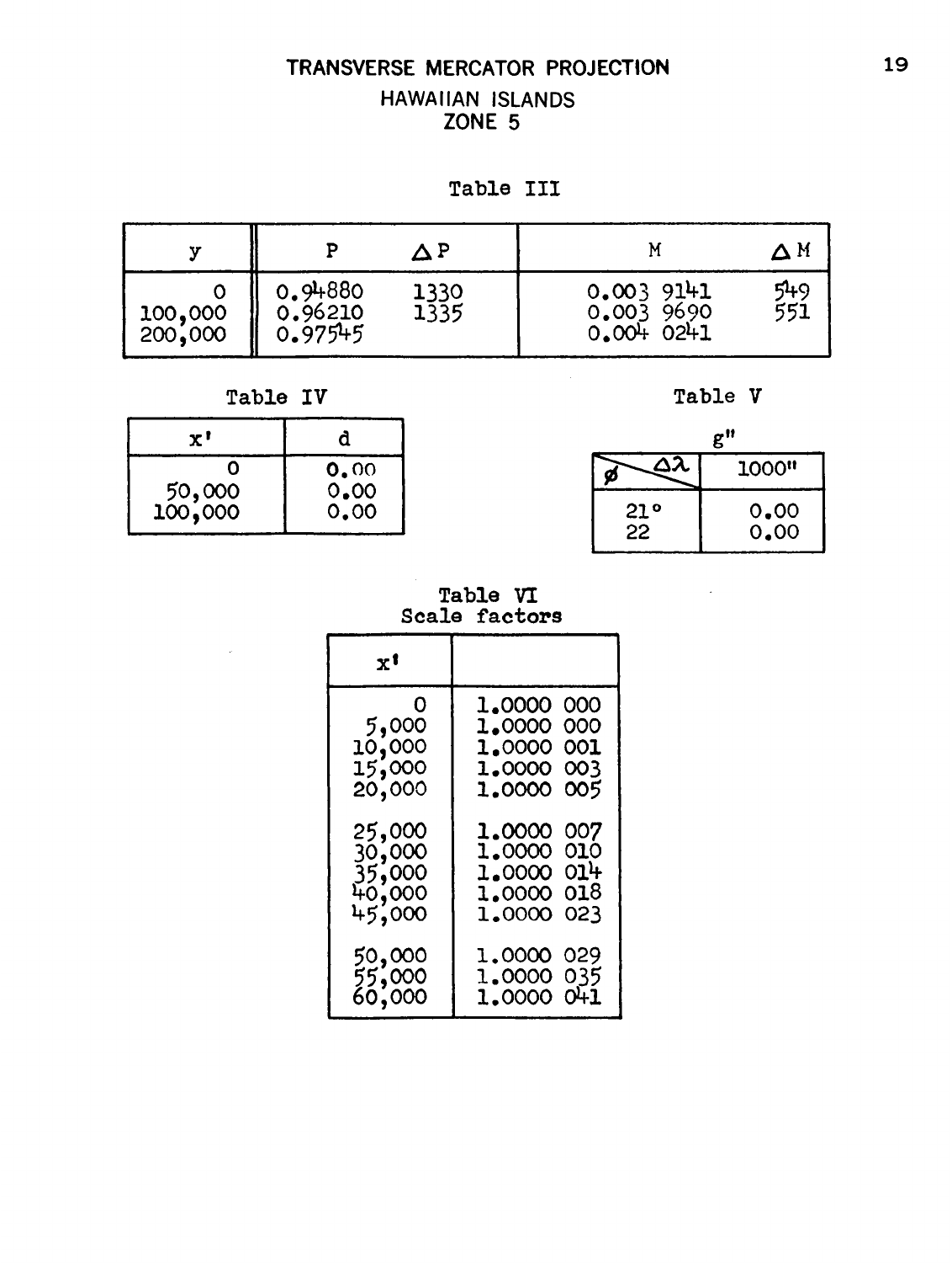# TRANSVERSE MERCATOR PROJECTION

## HAWAIIAN ISLANDS
## ZONE 5

Table III

| y | P | ΔP | M | ΔM |
|---|---|---|---|---|
| 0 | 0.94880 | 1330 | 0.003 9141 | 549 |
| 100,000 | 0.96210 | 1335 | 0.003 9690 | 551 |
| 200,000 | 0.97545 | | 0.004 0241 | |

Table IV

| x' | d |
|---|---|
| 0 | 0.00 |
| 50,000 | 0.00 |
| 100,000 | 0.00 |

Table V

g"

| $\phi$ \ $\Delta\lambda$ | 1000" |
|---|---|
| 21° | 0.00 |
| 22 | 0.00 |

Table VI
Scale factors

| x' | |
|---|---|
| 0 | 1.0000 000 |
| 5,000 | 1.0000 000 |
| 10,000 | 1.0000 001 |
| 15,000 | 1.0000 003 |
| 20,000 | 1.0000 005 |
| 25,000 | 1.0000 007 |
| 30,000 | 1.0000 010 |
| 35,000 | 1.0000 014 |
| 40,000 | 1.0000 018 |
| 45,000 | 1.0000 023 |
| 50,000 | 1.0000 029 |
| 55,000 | 1.0000 035 |
| 60,000 | 1.0000 041 |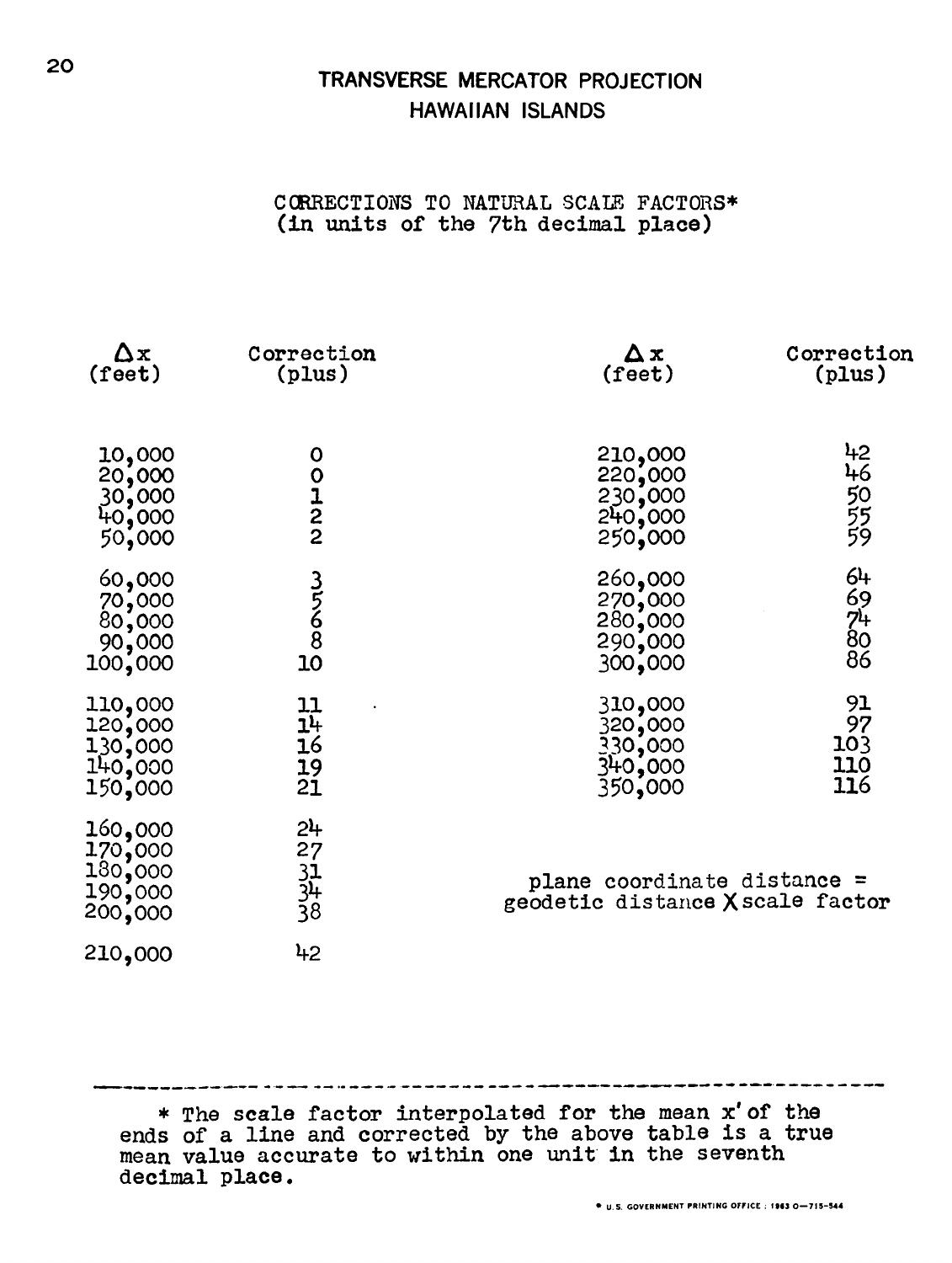# TRANSVERSE MERCATOR PROJECTION
## HAWAIIAN ISLANDS

CORRECTIONS TO NATURAL SCALE FACTORS*
(in units of the 7th decimal place)

| Δx (feet) | Correction (plus) | Δx (feet) | Correction (plus) |
|---|---|---|---|
| 10,000 | 0 | 210,000 | 42 |
| 20,000 | 0 | 220,000 | 46 |
| 30,000 | 1 | 230,000 | 50 |
| 40,000 | 2 | 240,000 | 55 |
| 50,000 | 2 | 250,000 | 59 |
| 60,000 | 3 | 260,000 | 64 |
| 70,000 | 5 | 270,000 | 69 |
| 80,000 | 6 | 280,000 | 74 |
| 90,000 | 8 | 290,000 | 80 |
| 100,000 | 10 | 300,000 | 86 |
| 110,000 | 11 | 310,000 | 91 |
| 120,000 | 14 | 320,000 | 97 |
| 130,000 | 16 | 330,000 | 103 |
| 140,000 | 19 | 340,000 | 110 |
| 150,000 | 21 | 350,000 | 116 |
| 160,000 | 24 | | |
| 170,000 | 27 | | |
| 180,000 | 31 | | |
| 190,000 | 34 | | |
| 200,000 | 38 | | |
| 210,000 | 42 | | |

plane coordinate distance = geodetic distance X scale factor

---

* The scale factor interpolated for the mean x' of the ends of a line and corrected by the above table is a true mean value accurate to within one unit in the seventh decimal place.

* U.S. GOVERNMENT PRINTING OFFICE : 1963 O—715-544